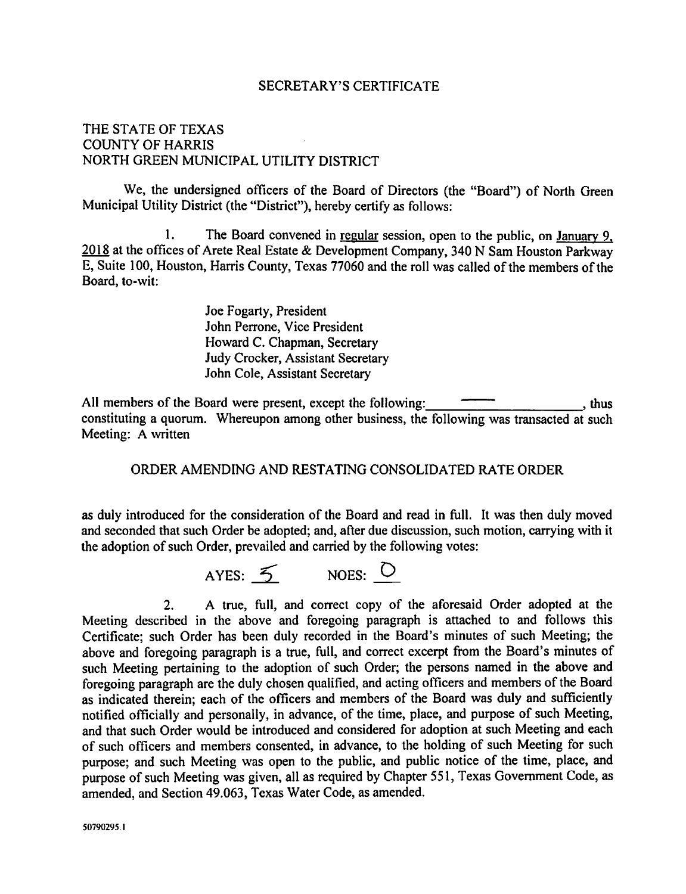# SECRETARY'S CERTIFICATE

THE STATE OF TEXAS
COUNTY OF HARRIS
NORTH GREEN MUNICIPAL UTILITY DISTRICT

We, the undersigned officers of the Board of Directors (the "Board") of North Green Municipal Utility District (the "District"), hereby certify as follows:

1. The Board convened in regular session, open to the public, on January 9, 2018 at the offices of Arete Real Estate & Development Company, 340 N Sam Houston Parkway E, Suite 100, Houston, Harris County, Texas 77060 and the roll was called of the members of the Board, to-wit:

> Joe Fogarty, President
> John Perrone, Vice President
> Howard C. Chapman, Secretary
> Judy Crocker, Assistant Secretary
> John Cole, Assistant Secretary

All members of the Board were present, except the following: —, thus constituting a quorum. Whereupon among other business, the following was transacted at such Meeting: A written

ORDER AMENDING AND RESTATING CONSOLIDATED RATE ORDER

as duly introduced for the consideration of the Board and read in full. It was then duly moved and seconded that such Order be adopted; and, after due discussion, such motion, carrying with it the adoption of such Order, prevailed and carried by the following votes:

AYES: 5 NOES: 0

2. A true, full, and correct copy of the aforesaid Order adopted at the Meeting described in the above and foregoing paragraph is attached to and follows this Certificate; such Order has been duly recorded in the Board's minutes of such Meeting; the above and foregoing paragraph is a true, full, and correct excerpt from the Board's minutes of such Meeting pertaining to the adoption of such Order; the persons named in the above and foregoing paragraph are the duly chosen qualified, and acting officers and members of the Board as indicated therein; each of the officers and members of the Board was duly and sufficiently notified officially and personally, in advance, of the time, place, and purpose of such Meeting, and that such Order would be introduced and considered for adoption at such Meeting and each of such officers and members consented, in advance, to the holding of such Meeting for such purpose; and such Meeting was open to the public, and public notice of the time, place, and purpose of such Meeting was given, all as required by Chapter 551, Texas Government Code, as amended, and Section 49.063, Texas Water Code, as amended.

50790295.1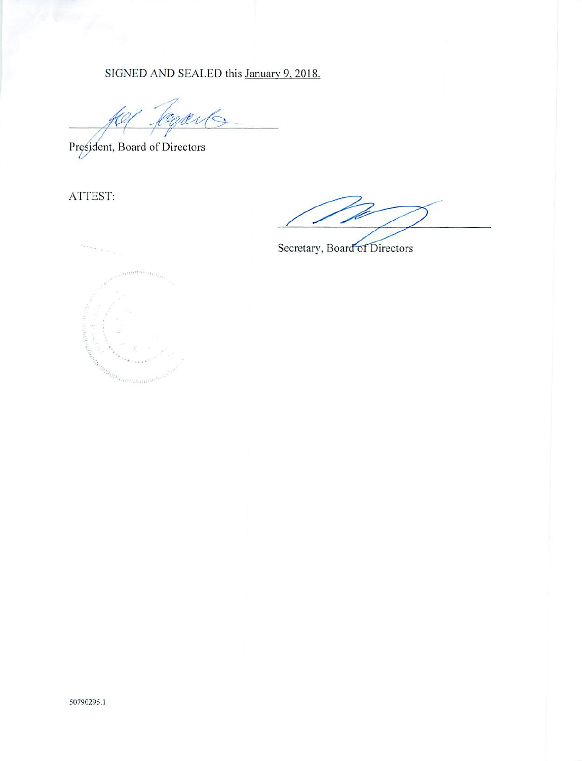SIGNED AND SEALED this January 9, 2018.

President, Board of Directors

ATTEST:

Secretary, Board of Directors

50790295.1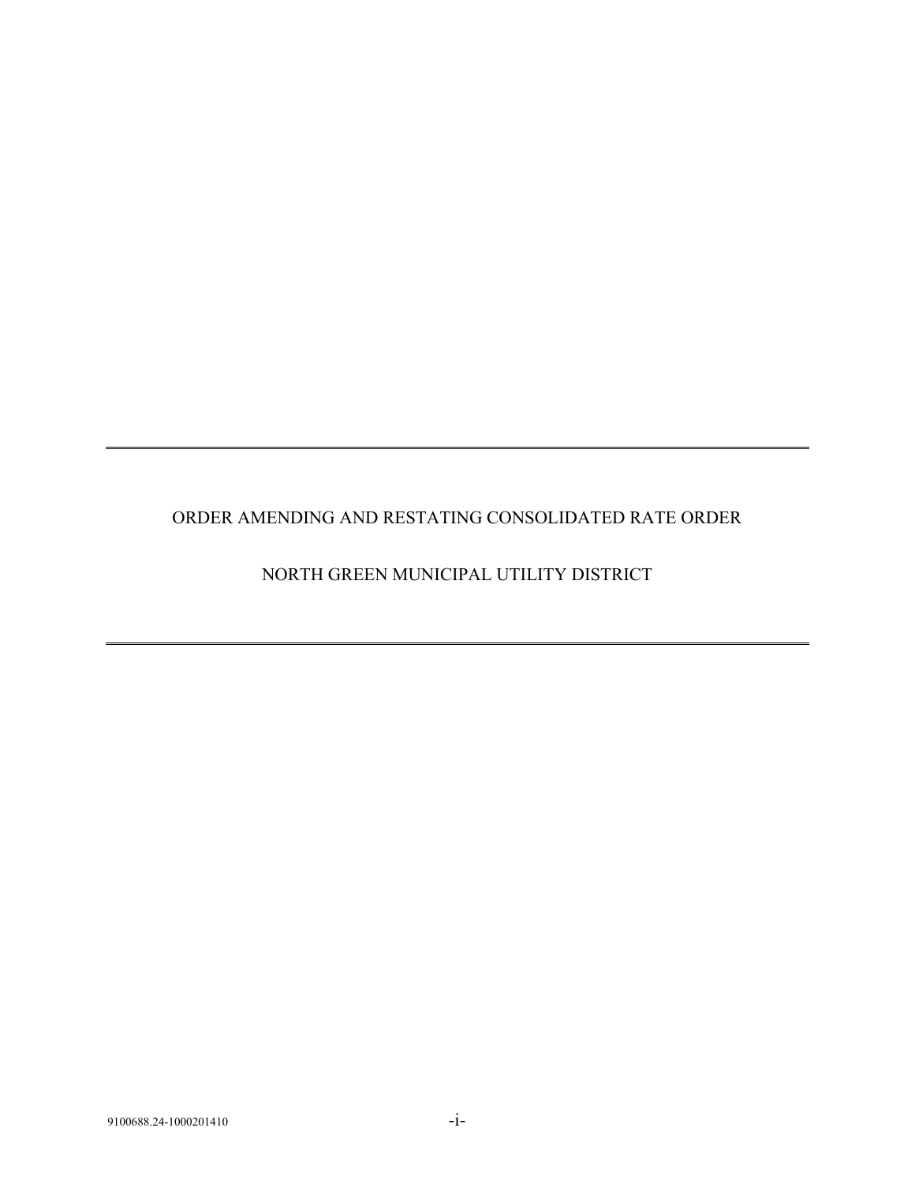---

ORDER AMENDING AND RESTATING CONSOLIDATED RATE ORDER

NORTH GREEN MUNICIPAL UTILITY DISTRICT

---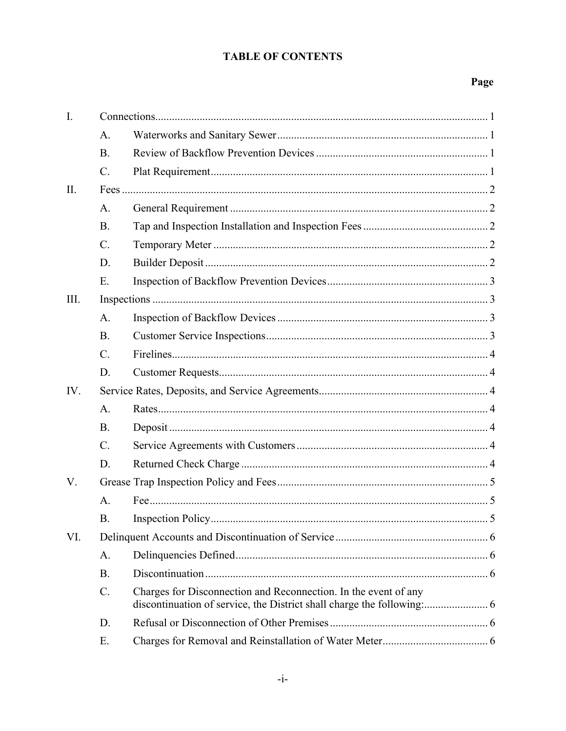## TABLE OF CONTENTS

| | | | Page |
|---|---|---|---|
| I. | Connections | | 1 |
| | A. | Waterworks and Sanitary Sewer | 1 |
| | B. | Review of Backflow Prevention Devices | 1 |
| | C. | Plat Requirement | 1 |
| II. | Fees | | 2 |
| | A. | General Requirement | 2 |
| | B. | Tap and Inspection Installation and Inspection Fees | 2 |
| | C. | Temporary Meter | 2 |
| | D. | Builder Deposit | 2 |
| | E. | Inspection of Backflow Prevention Devices | 3 |
| III. | Inspections | | 3 |
| | A. | Inspection of Backflow Devices | 3 |
| | B. | Customer Service Inspections | 3 |
| | C. | Firelines | 4 |
| | D. | Customer Requests | 4 |
| IV. | Service Rates, Deposits, and Service Agreements | | 4 |
| | A. | Rates | 4 |
| | B. | Deposit | 4 |
| | C. | Service Agreements with Customers | 4 |
| | D. | Returned Check Charge | 4 |
| V. | Grease Trap Inspection Policy and Fees | | 5 |
| | A. | Fee | 5 |
| | B. | Inspection Policy | 5 |
| VI. | Delinquent Accounts and Discontinuation of Service | | 6 |
| | A. | Delinquencies Defined | 6 |
| | B. | Discontinuation | 6 |
| | C. | Charges for Disconnection and Reconnection. In the event of any discontinuation of service, the District shall charge the following: | 6 |
| | D. | Refusal or Disconnection of Other Premises | 6 |
| | E. | Charges for Removal and Reinstallation of Water Meter | 6 |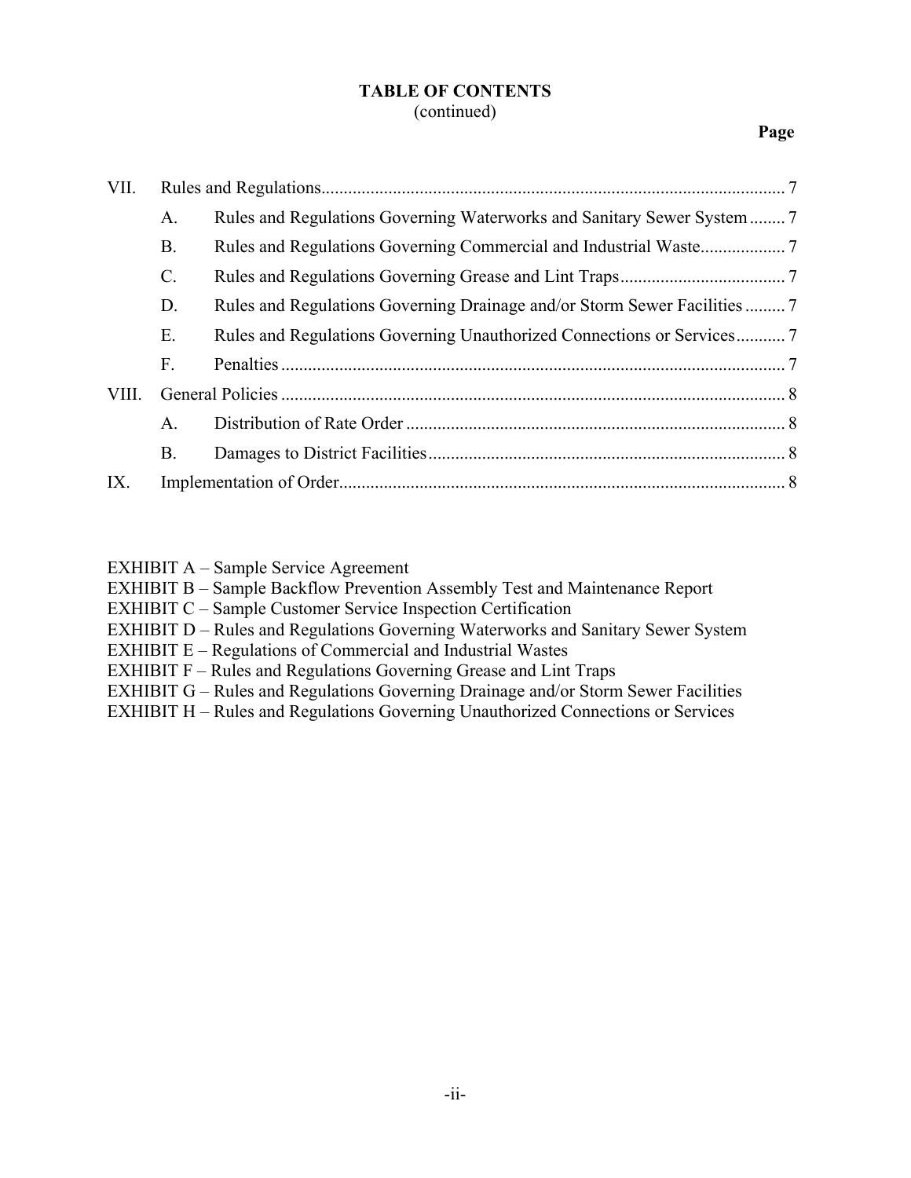# TABLE OF CONTENTS
(continued)

| | | | Page |
|---|---|---|---|
| VII. | Rules and Regulations | | 7 |
| | A. | Rules and Regulations Governing Waterworks and Sanitary Sewer System | 7 |
| | B. | Rules and Regulations Governing Commercial and Industrial Waste | 7 |
| | C. | Rules and Regulations Governing Grease and Lint Traps | 7 |
| | D. | Rules and Regulations Governing Drainage and/or Storm Sewer Facilities | 7 |
| | E. | Rules and Regulations Governing Unauthorized Connections or Services | 7 |
| | F. | Penalties | 7 |
| VIII. | General Policies | | 8 |
| | A. | Distribution of Rate Order | 8 |
| | B. | Damages to District Facilities | 8 |
| IX. | Implementation of Order | | 8 |

EXHIBIT A – Sample Service Agreement
EXHIBIT B – Sample Backflow Prevention Assembly Test and Maintenance Report
EXHIBIT C – Sample Customer Service Inspection Certification
EXHIBIT D – Rules and Regulations Governing Waterworks and Sanitary Sewer System
EXHIBIT E – Regulations of Commercial and Industrial Wastes
EXHIBIT F – Rules and Regulations Governing Grease and Lint Traps
EXHIBIT G – Rules and Regulations Governing Drainage and/or Storm Sewer Facilities
EXHIBIT H – Rules and Regulations Governing Unauthorized Connections or Services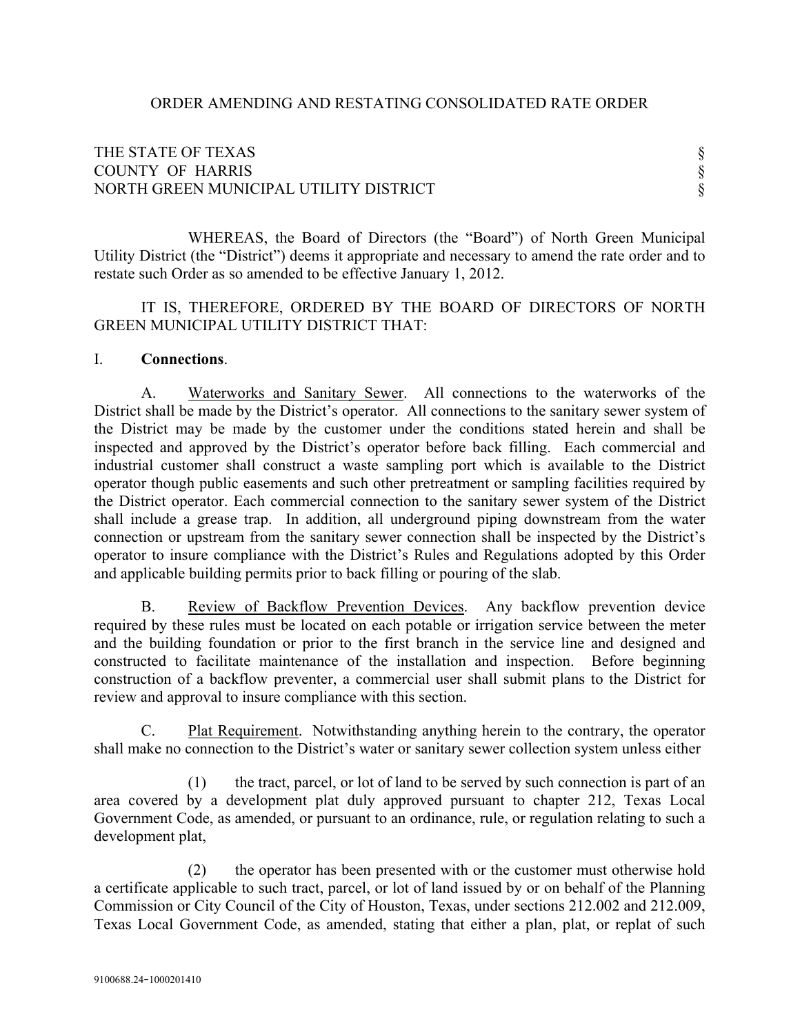ORDER AMENDING AND RESTATING CONSOLIDATED RATE ORDER

THE STATE OF TEXAS §
COUNTY OF HARRIS §
NORTH GREEN MUNICIPAL UTILITY DISTRICT §

WHEREAS, the Board of Directors (the "Board") of North Green Municipal Utility District (the "District") deems it appropriate and necessary to amend the rate order and to restate such Order as so amended to be effective January 1, 2012.

IT IS, THEREFORE, ORDERED BY THE BOARD OF DIRECTORS OF NORTH GREEN MUNICIPAL UTILITY DISTRICT THAT:

I. **Connections**.

A. Waterworks and Sanitary Sewer. All connections to the waterworks of the District shall be made by the District's operator. All connections to the sanitary sewer system of the District may be made by the customer under the conditions stated herein and shall be inspected and approved by the District's operator before back filling. Each commercial and industrial customer shall construct a waste sampling port which is available to the District operator though public easements and such other pretreatment or sampling facilities required by the District operator. Each commercial connection to the sanitary sewer system of the District shall include a grease trap. In addition, all underground piping downstream from the water connection or upstream from the sanitary sewer connection shall be inspected by the District's operator to insure compliance with the District's Rules and Regulations adopted by this Order and applicable building permits prior to back filling or pouring of the slab.

B. Review of Backflow Prevention Devices. Any backflow prevention device required by these rules must be located on each potable or irrigation service between the meter and the building foundation or prior to the first branch in the service line and designed and constructed to facilitate maintenance of the installation and inspection. Before beginning construction of a backflow preventer, a commercial user shall submit plans to the District for review and approval to insure compliance with this section.

C. Plat Requirement. Notwithstanding anything herein to the contrary, the operator shall make no connection to the District's water or sanitary sewer collection system unless either

(1) the tract, parcel, or lot of land to be served by such connection is part of an area covered by a development plat duly approved pursuant to chapter 212, Texas Local Government Code, as amended, or pursuant to an ordinance, rule, or regulation relating to such a development plat,

(2) the operator has been presented with or the customer must otherwise hold a certificate applicable to such tract, parcel, or lot of land issued by or on behalf of the Planning Commission or City Council of the City of Houston, Texas, under sections 212.002 and 212.009, Texas Local Government Code, as amended, stating that either a plan, plat, or replat of such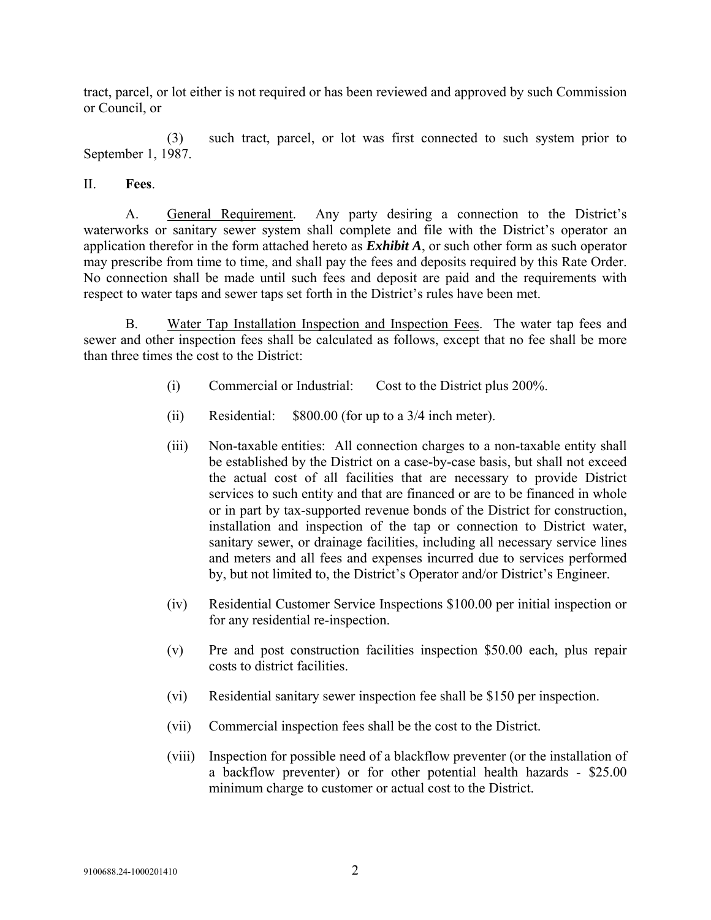tract, parcel, or lot either is not required or has been reviewed and approved by such Commission or Council, or

(3) such tract, parcel, or lot was first connected to such system prior to September 1, 1987.

II. **Fees**.

A. General Requirement. Any party desiring a connection to the District's waterworks or sanitary sewer system shall complete and file with the District's operator an application therefor in the form attached hereto as ***Exhibit A***, or such other form as such operator may prescribe from time to time, and shall pay the fees and deposits required by this Rate Order. No connection shall be made until such fees and deposit are paid and the requirements with respect to water taps and sewer taps set forth in the District's rules have been met.

B. Water Tap Installation Inspection and Inspection Fees. The water tap fees and sewer and other inspection fees shall be calculated as follows, except that no fee shall be more than three times the cost to the District:

(i) Commercial or Industrial: Cost to the District plus 200%.

(ii) Residential: $800.00 (for up to a 3/4 inch meter).

(iii) Non-taxable entities: All connection charges to a non-taxable entity shall be established by the District on a case-by-case basis, but shall not exceed the actual cost of all facilities that are necessary to provide District services to such entity and that are financed or are to be financed in whole or in part by tax-supported revenue bonds of the District for construction, installation and inspection of the tap or connection to District water, sanitary sewer, or drainage facilities, including all necessary service lines and meters and all fees and expenses incurred due to services performed by, but not limited to, the District's Operator and/or District's Engineer.

(iv) Residential Customer Service Inspections $100.00 per initial inspection or for any residential re-inspection.

(v) Pre and post construction facilities inspection $50.00 each, plus repair costs to district facilities.

(vi) Residential sanitary sewer inspection fee shall be $150 per inspection.

(vii) Commercial inspection fees shall be the cost to the District.

(viii) Inspection for possible need of a blackflow preventer (or the installation of a backflow preventer) or for other potential health hazards - $25.00 minimum charge to customer or actual cost to the District.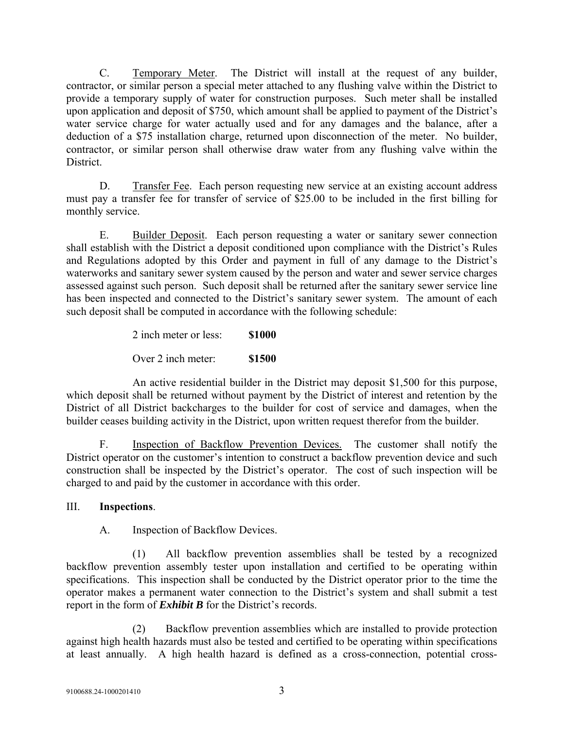C. Temporary Meter. The District will install at the request of any builder, contractor, or similar person a special meter attached to any flushing valve within the District to provide a temporary supply of water for construction purposes. Such meter shall be installed upon application and deposit of $750, which amount shall be applied to payment of the District's water service charge for water actually used and for any damages and the balance, after a deduction of a $75 installation charge, returned upon disconnection of the meter. No builder, contractor, or similar person shall otherwise draw water from any flushing valve within the District.

D. Transfer Fee. Each person requesting new service at an existing account address must pay a transfer fee for transfer of service of $25.00 to be included in the first billing for monthly service.

E. Builder Deposit. Each person requesting a water or sanitary sewer connection shall establish with the District a deposit conditioned upon compliance with the District's Rules and Regulations adopted by this Order and payment in full of any damage to the District's waterworks and sanitary sewer system caused by the person and water and sewer service charges assessed against such person. Such deposit shall be returned after the sanitary sewer service line has been inspected and connected to the District's sanitary sewer system. The amount of each such deposit shall be computed in accordance with the following schedule:

2 inch meter or less: **$1000**

Over 2 inch meter: **$1500**

An active residential builder in the District may deposit $1,500 for this purpose, which deposit shall be returned without payment by the District of interest and retention by the District of all District backcharges to the builder for cost of service and damages, when the builder ceases building activity in the District, upon written request therefor from the builder.

F. Inspection of Backflow Prevention Devices. The customer shall notify the District operator on the customer's intention to construct a backflow prevention device and such construction shall be inspected by the District's operator. The cost of such inspection will be charged to and paid by the customer in accordance with this order.

III. **Inspections**.

A. Inspection of Backflow Devices.

(1) All backflow prevention assemblies shall be tested by a recognized backflow prevention assembly tester upon installation and certified to be operating within specifications. This inspection shall be conducted by the District operator prior to the time the operator makes a permanent water connection to the District's system and shall submit a test report in the form of ***Exhibit B*** for the District's records.

(2) Backflow prevention assemblies which are installed to provide protection against high health hazards must also be tested and certified to be operating within specifications at least annually. A high health hazard is defined as a cross-connection, potential cross-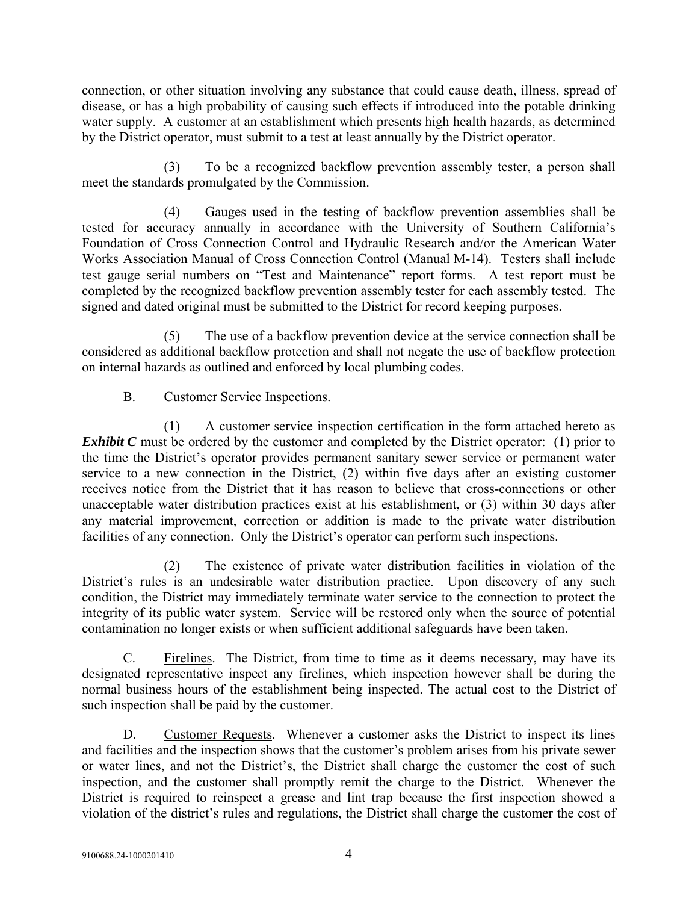connection, or other situation involving any substance that could cause death, illness, spread of disease, or has a high probability of causing such effects if introduced into the potable drinking water supply. A customer at an establishment which presents high health hazards, as determined by the District operator, must submit to a test at least annually by the District operator.

(3) To be a recognized backflow prevention assembly tester, a person shall meet the standards promulgated by the Commission.

(4) Gauges used in the testing of backflow prevention assemblies shall be tested for accuracy annually in accordance with the University of Southern California's Foundation of Cross Connection Control and Hydraulic Research and/or the American Water Works Association Manual of Cross Connection Control (Manual M-14). Testers shall include test gauge serial numbers on "Test and Maintenance" report forms. A test report must be completed by the recognized backflow prevention assembly tester for each assembly tested. The signed and dated original must be submitted to the District for record keeping purposes.

(5) The use of a backflow prevention device at the service connection shall be considered as additional backflow protection and shall not negate the use of backflow protection on internal hazards as outlined and enforced by local plumbing codes.

B. Customer Service Inspections.

(1) A customer service inspection certification in the form attached hereto as ***Exhibit C*** must be ordered by the customer and completed by the District operator: (1) prior to the time the District's operator provides permanent sanitary sewer service or permanent water service to a new connection in the District, (2) within five days after an existing customer receives notice from the District that it has reason to believe that cross-connections or other unacceptable water distribution practices exist at his establishment, or (3) within 30 days after any material improvement, correction or addition is made to the private water distribution facilities of any connection. Only the District's operator can perform such inspections.

(2) The existence of private water distribution facilities in violation of the District's rules is an undesirable water distribution practice. Upon discovery of any such condition, the District may immediately terminate water service to the connection to protect the integrity of its public water system. Service will be restored only when the source of potential contamination no longer exists or when sufficient additional safeguards have been taken.

C. Firelines. The District, from time to time as it deems necessary, may have its designated representative inspect any firelines, which inspection however shall be during the normal business hours of the establishment being inspected. The actual cost to the District of such inspection shall be paid by the customer.

D. Customer Requests. Whenever a customer asks the District to inspect its lines and facilities and the inspection shows that the customer's problem arises from his private sewer or water lines, and not the District's, the District shall charge the customer the cost of such inspection, and the customer shall promptly remit the charge to the District. Whenever the District is required to reinspect a grease and lint trap because the first inspection showed a violation of the district's rules and regulations, the District shall charge the customer the cost of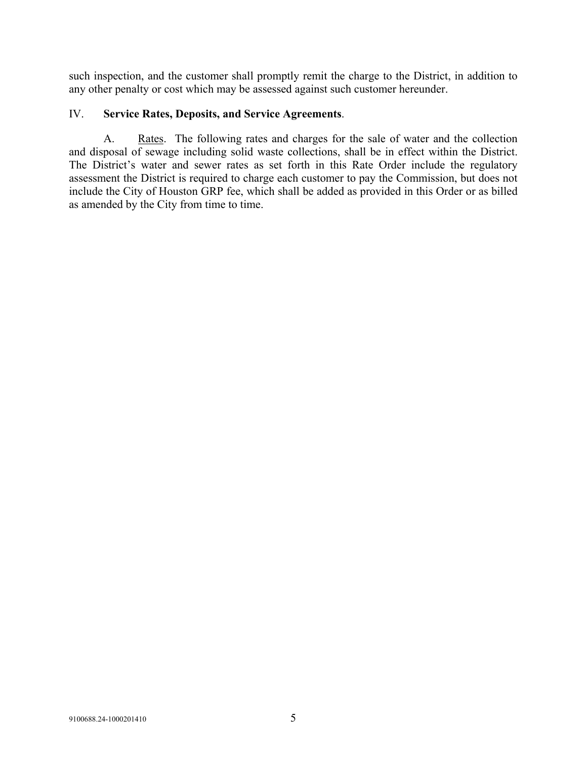such inspection, and the customer shall promptly remit the charge to the District, in addition to any other penalty or cost which may be assessed against such customer hereunder.

## IV. **Service Rates, Deposits, and Service Agreements**.

A. Rates. The following rates and charges for the sale of water and the collection and disposal of sewage including solid waste collections, shall be in effect within the District. The District's water and sewer rates as set forth in this Rate Order include the regulatory assessment the District is required to charge each customer to pay the Commission, but does not include the City of Houston GRP fee, which shall be added as provided in this Order or as billed as amended by the City from time to time.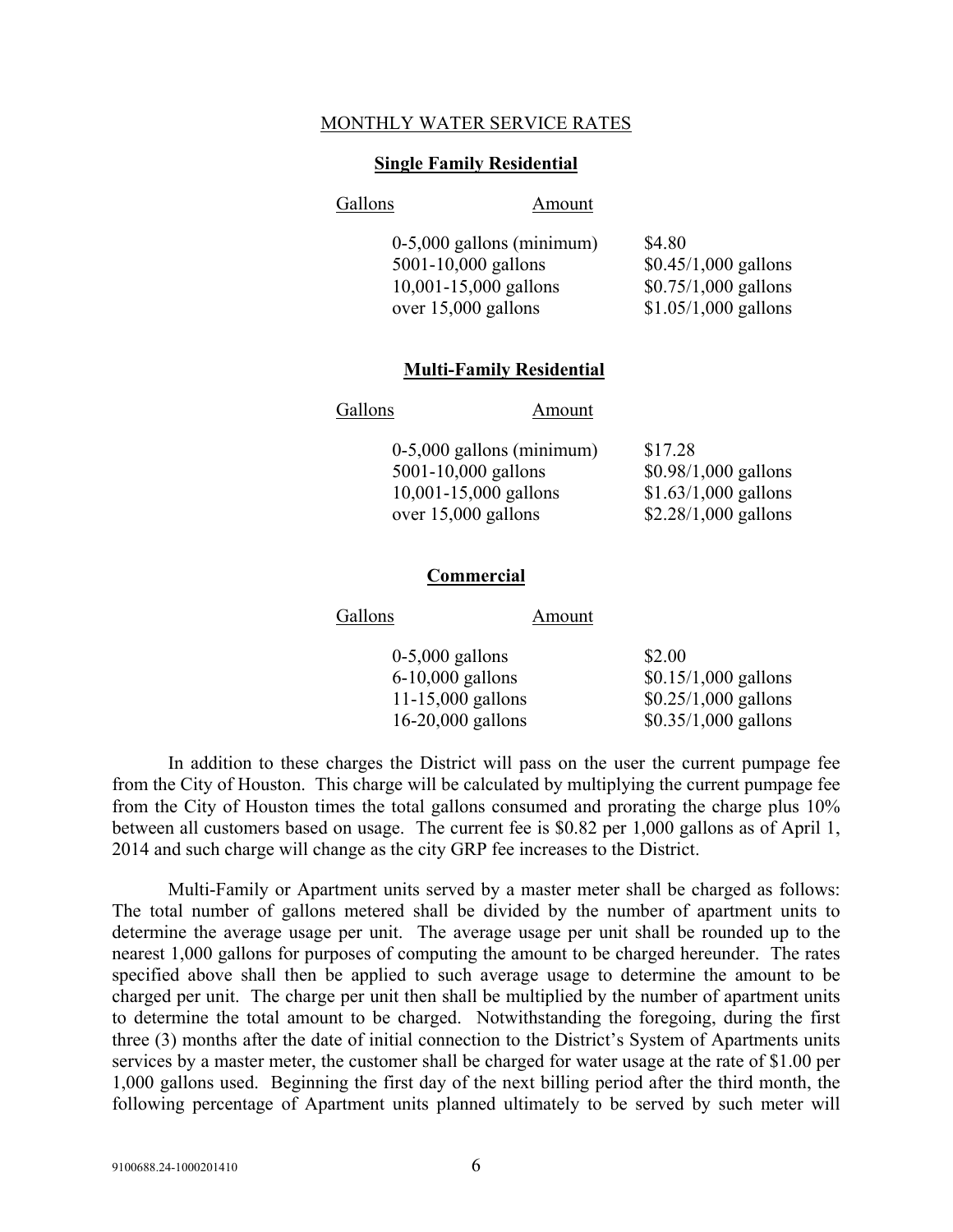MONTHLY WATER SERVICE RATES

**Single Family Residential**

| Gallons | Amount |
|---|---|
| 0-5,000 gallons (minimum) | \$4.80 |
| 5001-10,000 gallons | \$0.45/1,000 gallons |
| 10,001-15,000 gallons | \$0.75/1,000 gallons |
| over 15,000 gallons | \$1.05/1,000 gallons |

**Multi-Family Residential**

| Gallons | Amount |
|---|---|
| 0-5,000 gallons (minimum) | \$17.28 |
| 5001-10,000 gallons | \$0.98/1,000 gallons |
| 10,001-15,000 gallons | \$1.63/1,000 gallons |
| over 15,000 gallons | \$2.28/1,000 gallons |

**Commercial**

| Gallons | Amount |
|---|---|
| 0-5,000 gallons | \$2.00 |
| 6-10,000 gallons | \$0.15/1,000 gallons |
| 11-15,000 gallons | \$0.25/1,000 gallons |
| 16-20,000 gallons | \$0.35/1,000 gallons |

In addition to these charges the District will pass on the user the current pumpage fee from the City of Houston. This charge will be calculated by multiplying the current pumpage fee from the City of Houston times the total gallons consumed and prorating the charge plus 10% between all customers based on usage. The current fee is \$0.82 per 1,000 gallons as of April 1, 2014 and such charge will change as the city GRP fee increases to the District.

Multi-Family or Apartment units served by a master meter shall be charged as follows: The total number of gallons metered shall be divided by the number of apartment units to determine the average usage per unit. The average usage per unit shall be rounded up to the nearest 1,000 gallons for purposes of computing the amount to be charged hereunder. The rates specified above shall then be applied to such average usage to determine the amount to be charged per unit. The charge per unit then shall be multiplied by the number of apartment units to determine the total amount to be charged. Notwithstanding the foregoing, during the first three (3) months after the date of initial connection to the District's System of Apartments units services by a master meter, the customer shall be charged for water usage at the rate of \$1.00 per 1,000 gallons used. Beginning the first day of the next billing period after the third month, the following percentage of Apartment units planned ultimately to be served by such meter will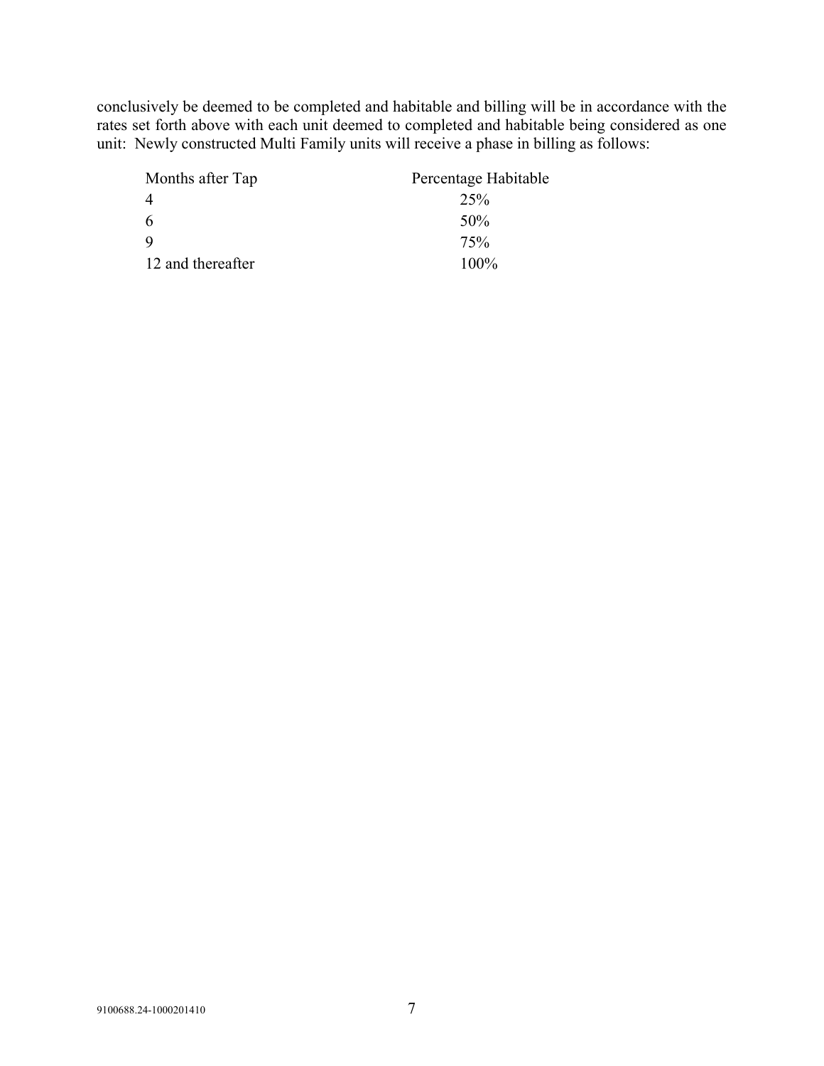conclusively be deemed to be completed and habitable and billing will be in accordance with the rates set forth above with each unit deemed to completed and habitable being considered as one unit: Newly constructed Multi Family units will receive a phase in billing as follows:

| Months after Tap | Percentage Habitable |
|---|---|
| 4 | 25% |
| 6 | 50% |
| 9 | 75% |
| 12 and thereafter | 100% |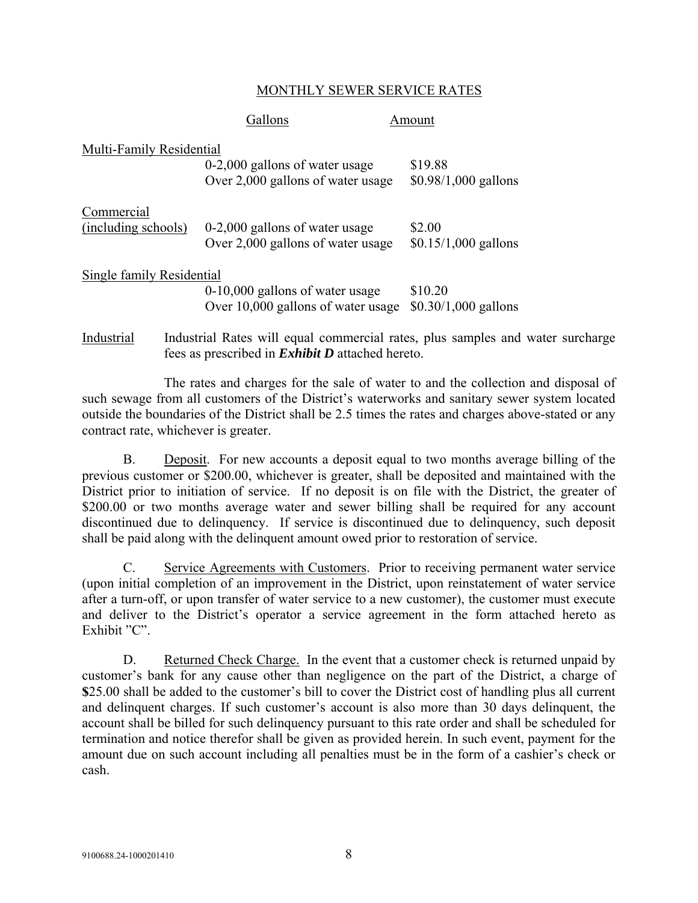## MONTHLY SEWER SERVICE RATES

| | Gallons | Amount |
|---|---|---|
| Multi-Family Residential | | |
| | 0-2,000 gallons of water usage | \$19.88 |
| | Over 2,000 gallons of water usage | \$0.98/1,000 gallons |
| Commercial (including schools) | 0-2,000 gallons of water usage | \$2.00 |
| | Over 2,000 gallons of water usage | \$0.15/1,000 gallons |
| Single family Residential | | |
| | 0-10,000 gallons of water usage | \$10.20 |
| | Over 10,000 gallons of water usage | \$0.30/1,000 gallons |

Industrial — Industrial Rates will equal commercial rates, plus samples and water surcharge fees as prescribed in ***Exhibit D*** attached hereto.

The rates and charges for the sale of water to and the collection and disposal of such sewage from all customers of the District's waterworks and sanitary sewer system located outside the boundaries of the District shall be 2.5 times the rates and charges above-stated or any contract rate, whichever is greater.

B. Deposit. For new accounts a deposit equal to two months average billing of the previous customer or \$200.00, whichever is greater, shall be deposited and maintained with the District prior to initiation of service. If no deposit is on file with the District, the greater of \$200.00 or two months average water and sewer billing shall be required for any account discontinued due to delinquency. If service is discontinued due to delinquency, such deposit shall be paid along with the delinquent amount owed prior to restoration of service.

C. Service Agreements with Customers. Prior to receiving permanent water service (upon initial completion of an improvement in the District, upon reinstatement of water service after a turn-off, or upon transfer of water service to a new customer), the customer must execute and deliver to the District's operator a service agreement in the form attached hereto as Exhibit "C".

D. Returned Check Charge. In the event that a customer check is returned unpaid by customer's bank for any cause other than negligence on the part of the District, a charge of \$25.00 shall be added to the customer's bill to cover the District cost of handling plus all current and delinquent charges. If such customer's account is also more than 30 days delinquent, the account shall be billed for such delinquency pursuant to this rate order and shall be scheduled for termination and notice therefor shall be given as provided herein. In such event, payment for the amount due on such account including all penalties must be in the form of a cashier's check or cash.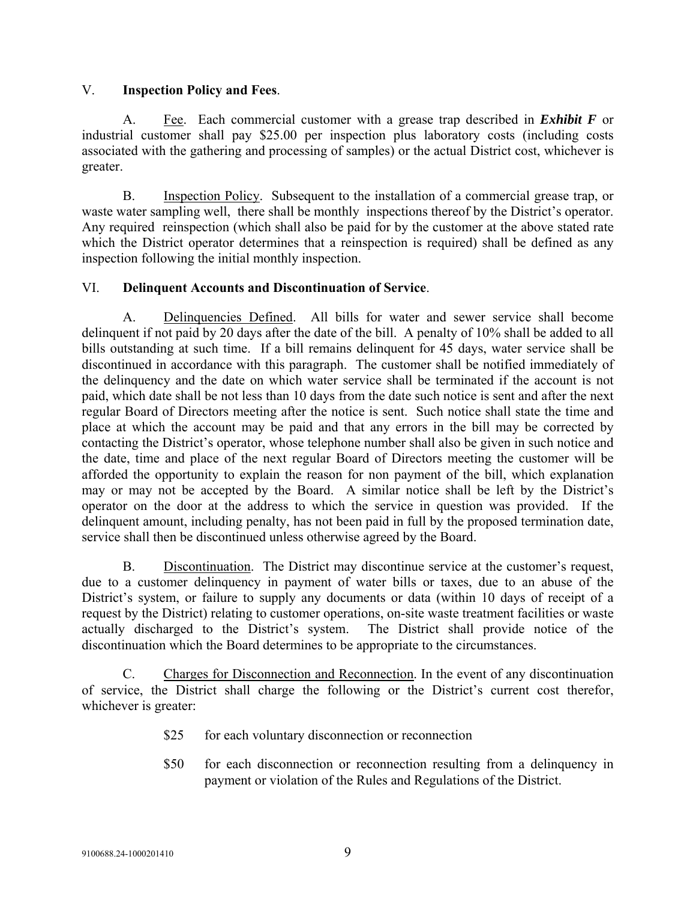## V. **Inspection Policy and Fees**.

A. Fee. Each commercial customer with a grease trap described in ***Exhibit F*** or industrial customer shall pay $25.00 per inspection plus laboratory costs (including costs associated with the gathering and processing of samples) or the actual District cost, whichever is greater.

B. Inspection Policy. Subsequent to the installation of a commercial grease trap, or waste water sampling well, there shall be monthly inspections thereof by the District's operator. Any required reinspection (which shall also be paid for by the customer at the above stated rate which the District operator determines that a reinspection is required) shall be defined as any inspection following the initial monthly inspection.

## VI. **Delinquent Accounts and Discontinuation of Service**.

A. Delinquencies Defined. All bills for water and sewer service shall become delinquent if not paid by 20 days after the date of the bill. A penalty of 10% shall be added to all bills outstanding at such time. If a bill remains delinquent for 45 days, water service shall be discontinued in accordance with this paragraph. The customer shall be notified immediately of the delinquency and the date on which water service shall be terminated if the account is not paid, which date shall be not less than 10 days from the date such notice is sent and after the next regular Board of Directors meeting after the notice is sent. Such notice shall state the time and place at which the account may be paid and that any errors in the bill may be corrected by contacting the District's operator, whose telephone number shall also be given in such notice and the date, time and place of the next regular Board of Directors meeting the customer will be afforded the opportunity to explain the reason for non payment of the bill, which explanation may or may not be accepted by the Board. A similar notice shall be left by the District's operator on the door at the address to which the service in question was provided. If the delinquent amount, including penalty, has not been paid in full by the proposed termination date, service shall then be discontinued unless otherwise agreed by the Board.

B. Discontinuation. The District may discontinue service at the customer's request, due to a customer delinquency in payment of water bills or taxes, due to an abuse of the District's system, or failure to supply any documents or data (within 10 days of receipt of a request by the District) relating to customer operations, on-site waste treatment facilities or waste actually discharged to the District's system. The District shall provide notice of the discontinuation which the Board determines to be appropriate to the circumstances.

C. Charges for Disconnection and Reconnection. In the event of any discontinuation of service, the District shall charge the following or the District's current cost therefor, whichever is greater:

$25 for each voluntary disconnection or reconnection

$50 for each disconnection or reconnection resulting from a delinquency in payment or violation of the Rules and Regulations of the District.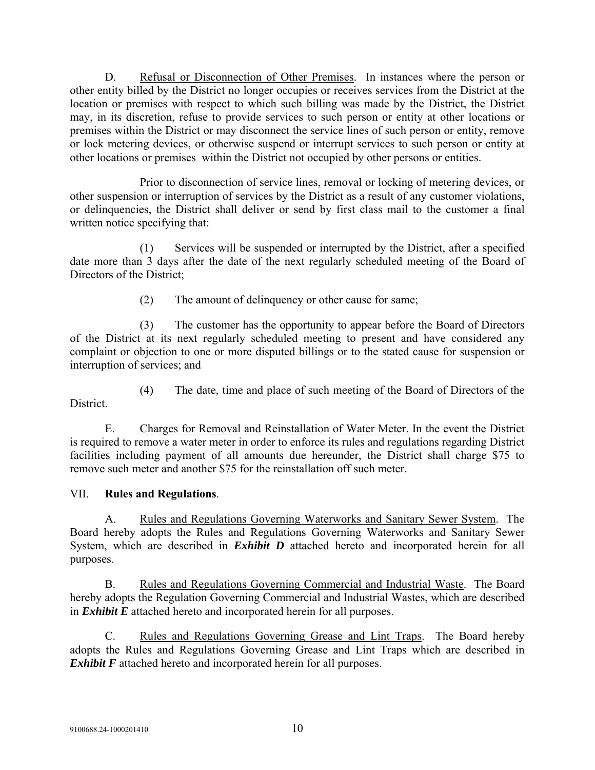D. Refusal or Disconnection of Other Premises. In instances where the person or other entity billed by the District no longer occupies or receives services from the District at the location or premises with respect to which such billing was made by the District, the District may, in its discretion, refuse to provide services to such person or entity at other locations or premises within the District or may disconnect the service lines of such person or entity, remove or lock metering devices, or otherwise suspend or interrupt services to such person or entity at other locations or premises within the District not occupied by other persons or entities.

Prior to disconnection of service lines, removal or locking of metering devices, or other suspension or interruption of services by the District as a result of any customer violations, or delinquencies, the District shall deliver or send by first class mail to the customer a final written notice specifying that:

(1) Services will be suspended or interrupted by the District, after a specified date more than 3 days after the date of the next regularly scheduled meeting of the Board of Directors of the District;

(2) The amount of delinquency or other cause for same;

(3) The customer has the opportunity to appear before the Board of Directors of the District at its next regularly scheduled meeting to present and have considered any complaint or objection to one or more disputed billings or to the stated cause for suspension or interruption of services; and

(4) The date, time and place of such meeting of the Board of Directors of the District.

E. Charges for Removal and Reinstallation of Water Meter. In the event the District is required to remove a water meter in order to enforce its rules and regulations regarding District facilities including payment of all amounts due hereunder, the District shall charge $75 to remove such meter and another $75 for the reinstallation off such meter.

VII. **Rules and Regulations**.

A. Rules and Regulations Governing Waterworks and Sanitary Sewer System. The Board hereby adopts the Rules and Regulations Governing Waterworks and Sanitary Sewer System, which are described in ***Exhibit D*** attached hereto and incorporated herein for all purposes.

B. Rules and Regulations Governing Commercial and Industrial Waste. The Board hereby adopts the Regulation Governing Commercial and Industrial Wastes, which are described in ***Exhibit E*** attached hereto and incorporated herein for all purposes.

C. Rules and Regulations Governing Grease and Lint Traps. The Board hereby adopts the Rules and Regulations Governing Grease and Lint Traps which are described in ***Exhibit F*** attached hereto and incorporated herein for all purposes.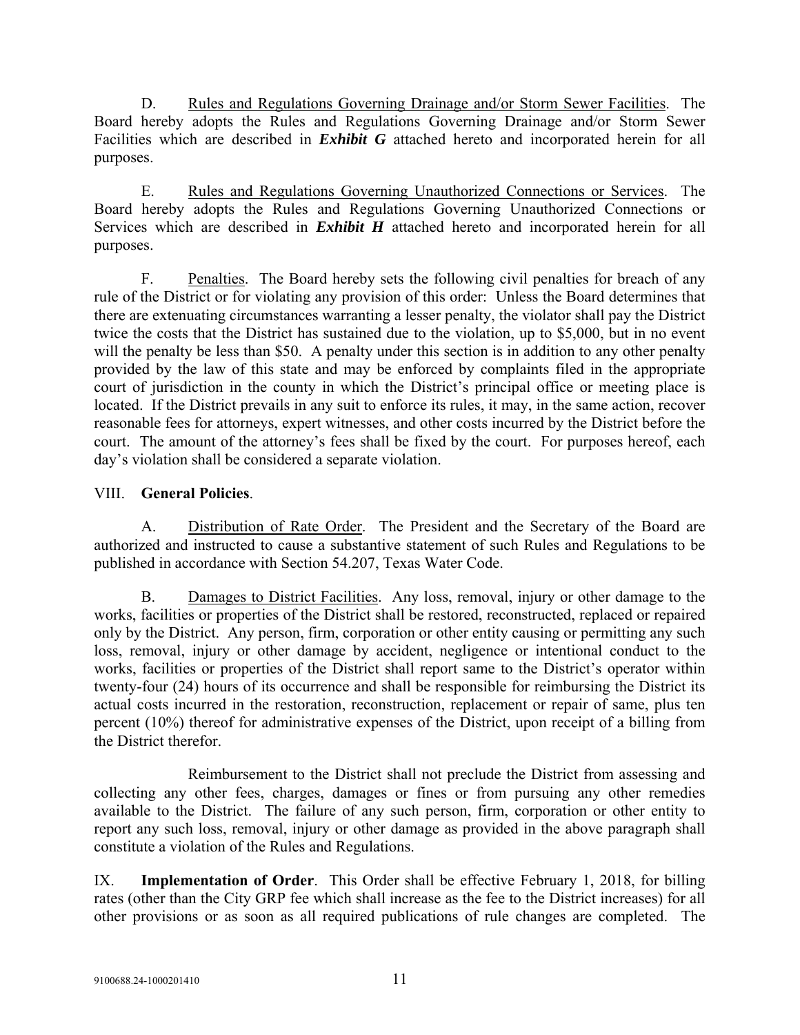D. Rules and Regulations Governing Drainage and/or Storm Sewer Facilities. The Board hereby adopts the Rules and Regulations Governing Drainage and/or Storm Sewer Facilities which are described in ***Exhibit G*** attached hereto and incorporated herein for all purposes.

E. Rules and Regulations Governing Unauthorized Connections or Services. The Board hereby adopts the Rules and Regulations Governing Unauthorized Connections or Services which are described in ***Exhibit H*** attached hereto and incorporated herein for all purposes.

F. Penalties. The Board hereby sets the following civil penalties for breach of any rule of the District or for violating any provision of this order: Unless the Board determines that there are extenuating circumstances warranting a lesser penalty, the violator shall pay the District twice the costs that the District has sustained due to the violation, up to $5,000, but in no event will the penalty be less than $50. A penalty under this section is in addition to any other penalty provided by the law of this state and may be enforced by complaints filed in the appropriate court of jurisdiction in the county in which the District's principal office or meeting place is located. If the District prevails in any suit to enforce its rules, it may, in the same action, recover reasonable fees for attorneys, expert witnesses, and other costs incurred by the District before the court. The amount of the attorney's fees shall be fixed by the court. For purposes hereof, each day's violation shall be considered a separate violation.

VIII. **General Policies**.

A. Distribution of Rate Order. The President and the Secretary of the Board are authorized and instructed to cause a substantive statement of such Rules and Regulations to be published in accordance with Section 54.207, Texas Water Code.

B. Damages to District Facilities. Any loss, removal, injury or other damage to the works, facilities or properties of the District shall be restored, reconstructed, replaced or repaired only by the District. Any person, firm, corporation or other entity causing or permitting any such loss, removal, injury or other damage by accident, negligence or intentional conduct to the works, facilities or properties of the District shall report same to the District's operator within twenty-four (24) hours of its occurrence and shall be responsible for reimbursing the District its actual costs incurred in the restoration, reconstruction, replacement or repair of same, plus ten percent (10%) thereof for administrative expenses of the District, upon receipt of a billing from the District therefor.

Reimbursement to the District shall not preclude the District from assessing and collecting any other fees, charges, damages or fines or from pursuing any other remedies available to the District. The failure of any such person, firm, corporation or other entity to report any such loss, removal, injury or other damage as provided in the above paragraph shall constitute a violation of the Rules and Regulations.

IX. **Implementation of Order**. This Order shall be effective February 1, 2018, for billing rates (other than the City GRP fee which shall increase as the fee to the District increases) for all other provisions or as soon as all required publications of rule changes are completed. The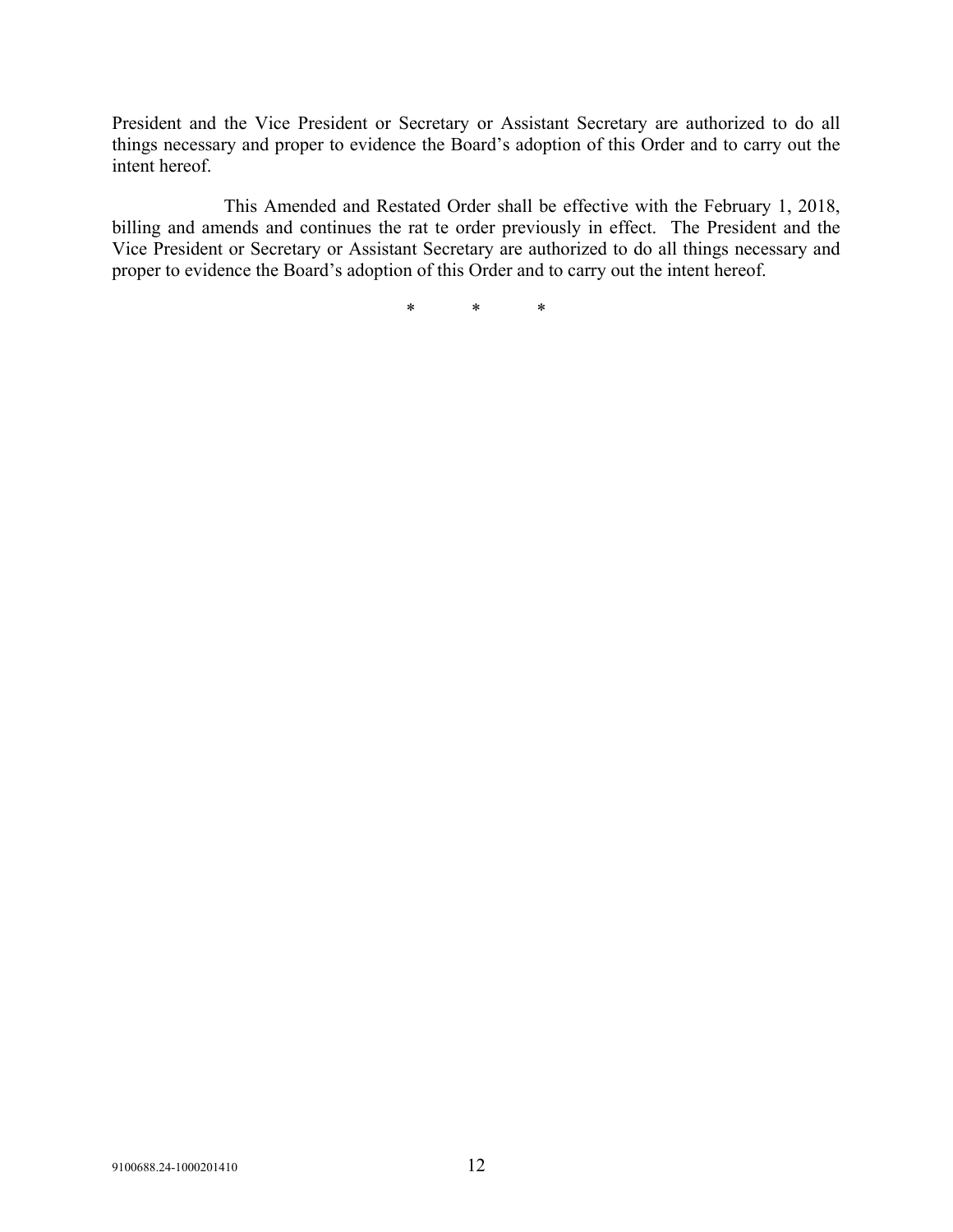President and the Vice President or Secretary or Assistant Secretary are authorized to do all things necessary and proper to evidence the Board's adoption of this Order and to carry out the intent hereof.

This Amended and Restated Order shall be effective with the February 1, 2018, billing and amends and continues the rat te order previously in effect. The President and the Vice President or Secretary or Assistant Secretary are authorized to do all things necessary and proper to evidence the Board's adoption of this Order and to carry out the intent hereof.

\* \* \*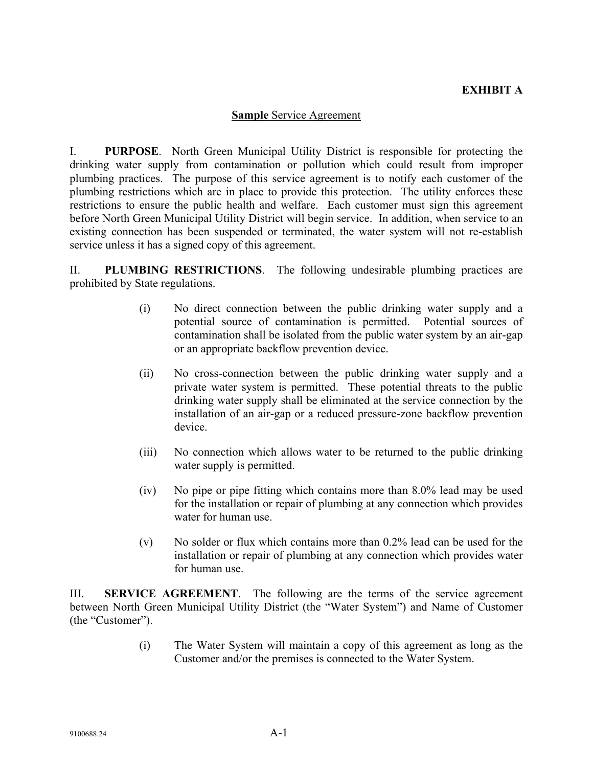**EXHIBIT A**

**Sample** Service Agreement

I. **PURPOSE**. North Green Municipal Utility District is responsible for protecting the drinking water supply from contamination or pollution which could result from improper plumbing practices. The purpose of this service agreement is to notify each customer of the plumbing restrictions which are in place to provide this protection. The utility enforces these restrictions to ensure the public health and welfare. Each customer must sign this agreement before North Green Municipal Utility District will begin service. In addition, when service to an existing connection has been suspended or terminated, the water system will not re-establish service unless it has a signed copy of this agreement.

II. **PLUMBING RESTRICTIONS**. The following undesirable plumbing practices are prohibited by State regulations.

(i) No direct connection between the public drinking water supply and a potential source of contamination is permitted. Potential sources of contamination shall be isolated from the public water system by an air-gap or an appropriate backflow prevention device.

(ii) No cross-connection between the public drinking water supply and a private water system is permitted. These potential threats to the public drinking water supply shall be eliminated at the service connection by the installation of an air-gap or a reduced pressure-zone backflow prevention device.

(iii) No connection which allows water to be returned to the public drinking water supply is permitted.

(iv) No pipe or pipe fitting which contains more than 8.0% lead may be used for the installation or repair of plumbing at any connection which provides water for human use.

(v) No solder or flux which contains more than 0.2% lead can be used for the installation or repair of plumbing at any connection which provides water for human use.

III. **SERVICE AGREEMENT**. The following are the terms of the service agreement between North Green Municipal Utility District (the "Water System") and Name of Customer (the "Customer").

(i) The Water System will maintain a copy of this agreement as long as the Customer and/or the premises is connected to the Water System.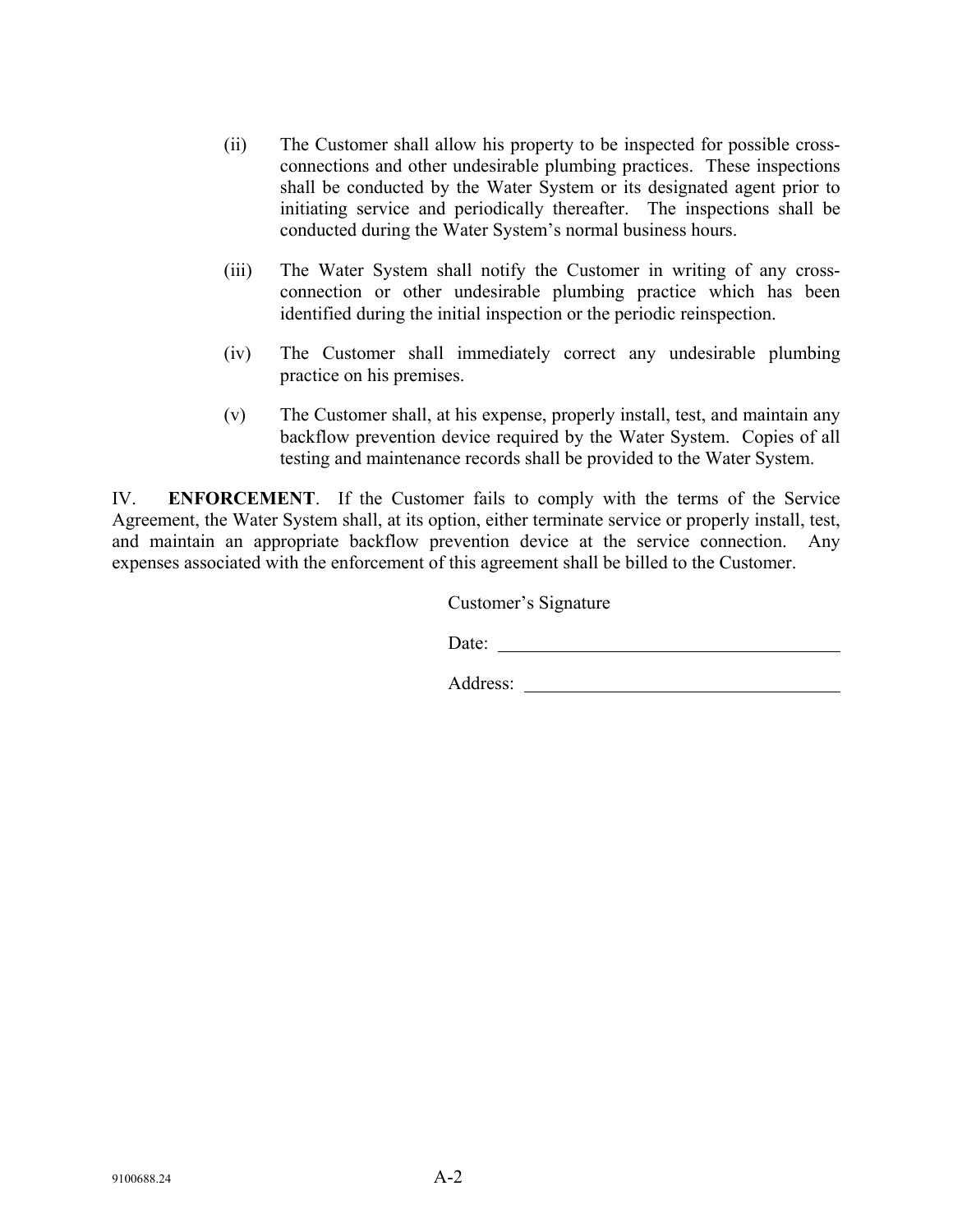(ii) The Customer shall allow his property to be inspected for possible cross-connections and other undesirable plumbing practices. These inspections shall be conducted by the Water System or its designated agent prior to initiating service and periodically thereafter. The inspections shall be conducted during the Water System's normal business hours.

(iii) The Water System shall notify the Customer in writing of any cross-connection or other undesirable plumbing practice which has been identified during the initial inspection or the periodic reinspection.

(iv) The Customer shall immediately correct any undesirable plumbing practice on his premises.

(v) The Customer shall, at his expense, properly install, test, and maintain any backflow prevention device required by the Water System. Copies of all testing and maintenance records shall be provided to the Water System.

IV. **ENFORCEMENT**. If the Customer fails to comply with the terms of the Service Agreement, the Water System shall, at its option, either terminate service or properly install, test, and maintain an appropriate backflow prevention device at the service connection. Any expenses associated with the enforcement of this agreement shall be billed to the Customer.

Customer's Signature

Date: ___________________________________

Address: ________________________________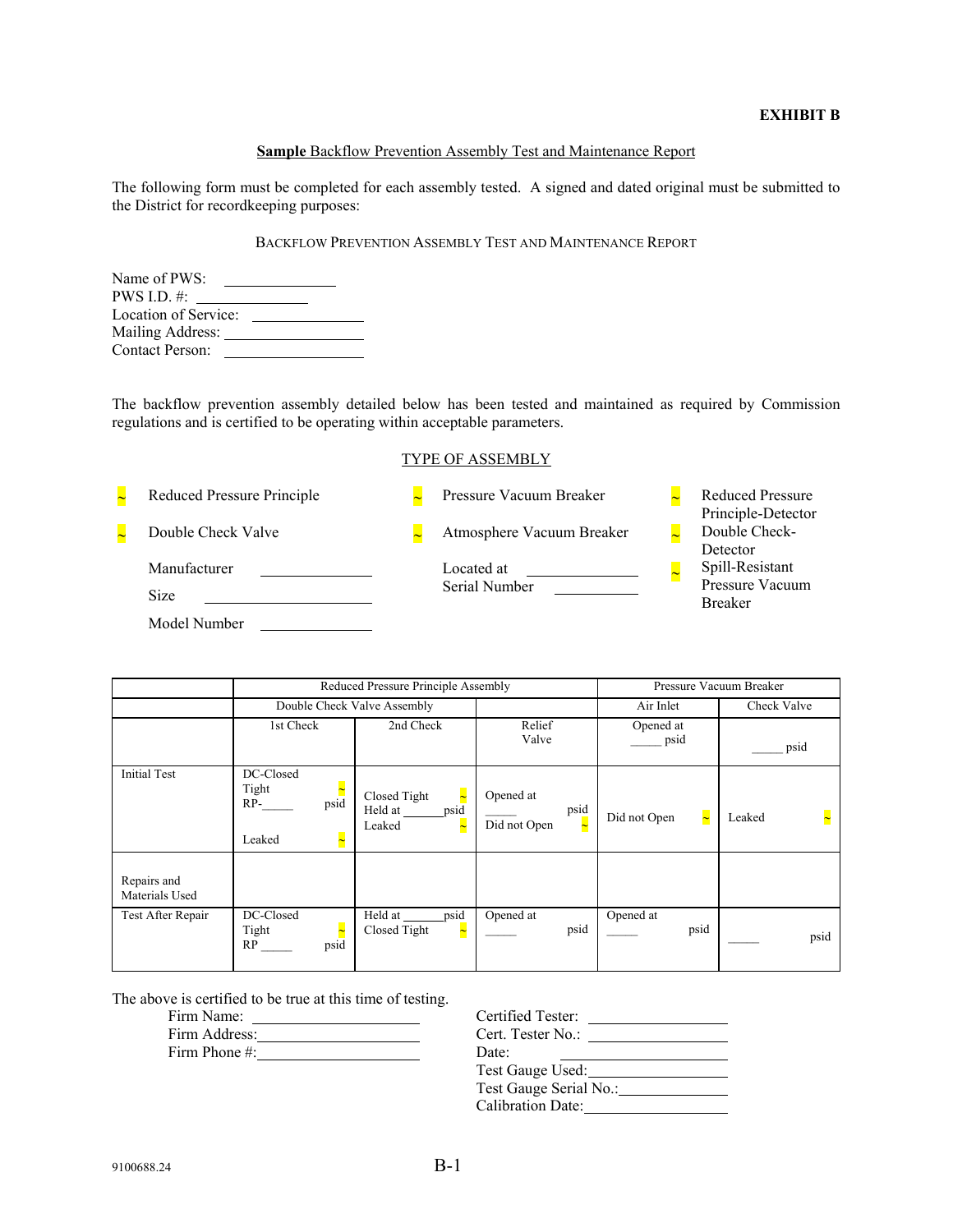**EXHIBIT B**

**Sample** Backflow Prevention Assembly Test and Maintenance Report

The following form must be completed for each assembly tested. A signed and dated original must be submitted to the District for recordkeeping purposes:

BACKFLOW PREVENTION ASSEMBLY TEST AND MAINTENANCE REPORT

Name of PWS: ______________
PWS I.D. #: ______________
Location of Service: ______________
Mailing Address: ______________
Contact Person: ______________

The backflow prevention assembly detailed below has been tested and maintained as required by Commission regulations and is certified to be operating within acceptable parameters.

TYPE OF ASSEMBLY

~ Reduced Pressure Principle

~ Double Check Valve

~ Pressure Vacuum Breaker

~ Atmosphere Vacuum Breaker

~ Reduced Pressure Principle-Detector

~ Double Check-Detector

~ Spill-Resistant Pressure Vacuum Breaker

Manufacturer ______________

Size ______________

Model Number ______________

Located at ______________

Serial Number ______________

| | Reduced Pressure Principle Assembly | | | Pressure Vacuum Breaker | |
|---|---|---|---|---|---|
| | Double Check Valve Assembly | | | Air Inlet | Check Valve |
| | 1st Check | 2nd Check | Relief Valve | Opened at _____ psid | _____ psid |
| Initial Test | DC-Closed Tight ~ RP-_____ psid Leaked ~ | Closed Tight ~ Held at _____psid Leaked ~ | Opened at _____ psid Did not Open ~ | Did not Open ~ | Leaked ~ |
| Repairs and Materials Used | | | | | |
| Test After Repair | DC-Closed Tight ~ RP _____ psid | Held at _____psid Closed Tight ~ | Opened at _____ psid | Opened at _____ psid | _____ psid |

The above is certified to be true at this time of testing.

Firm Name: ______________
Firm Address: ______________
Firm Phone #: ______________

Certified Tester: ______________
Cert. Tester No.: ______________
Date: ______________
Test Gauge Used: ______________
Test Gauge Serial No.: ______________
Calibration Date: ______________

9100688.24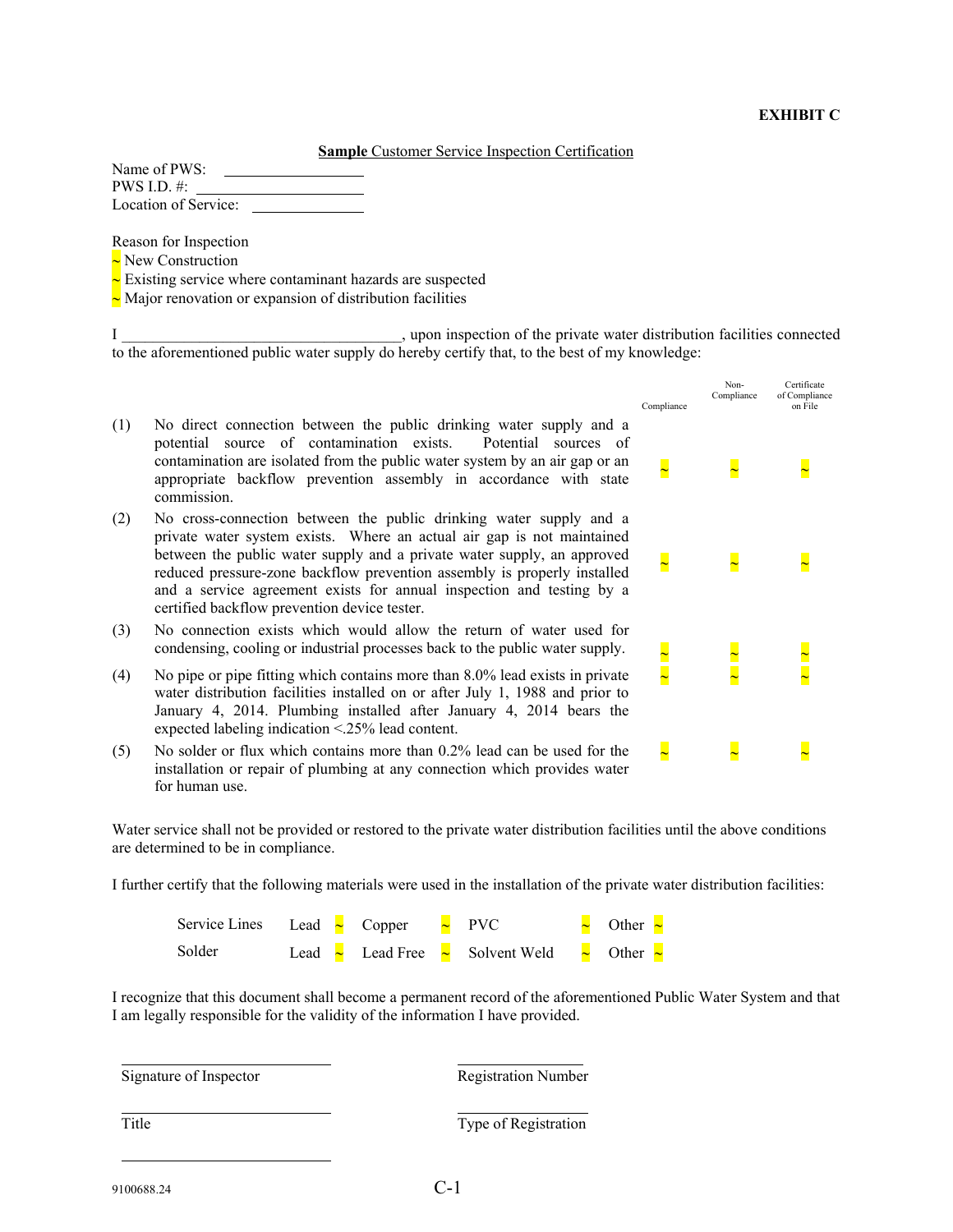**EXHIBIT C**

**Sample** Customer Service Inspection Certification

Name of PWS: ________________
PWS I.D. #: ____________________
Location of Service: ______________

Reason for Inspection
~ New Construction
~ Existing service where contaminant hazards are suspected
~ Major renovation or expansion of distribution facilities

I ____________________________________, upon inspection of the private water distribution facilities connected to the aforementioned public water supply do hereby certify that, to the best of my knowledge:

| | | Compliance | Non-Compliance | Certificate of Compliance on File |
|---|---|---|---|---|
| (1) | No direct connection between the public drinking water supply and a potential source of contamination exists. Potential sources of contamination are isolated from the public water system by an air gap or an appropriate backflow prevention assembly in accordance with state commission. | ~ | ~ | ~ |
| (2) | No cross-connection between the public drinking water supply and a private water system exists. Where an actual air gap is not maintained between the public water supply and a private water supply, an approved reduced pressure-zone backflow prevention assembly is properly installed and a service agreement exists for annual inspection and testing by a certified backflow prevention device tester. | ~ | ~ | ~ |
| (3) | No connection exists which would allow the return of water used for condensing, cooling or industrial processes back to the public water supply. | ~ | ~ | ~ |
| (4) | No pipe or pipe fitting which contains more than 8.0% lead exists in private water distribution facilities installed on or after July 1, 1988 and prior to January 4, 2014. Plumbing installed after January 4, 2014 bears the expected labeling indication <.25% lead content. | ~ | ~ | ~ |
| (5) | No solder or flux which contains more than 0.2% lead can be used for the installation or repair of plumbing at any connection which provides water for human use. | ~ | ~ | ~ |

Water service shall not be provided or restored to the private water distribution facilities until the above conditions are determined to be in compliance.

I further certify that the following materials were used in the installation of the private water distribution facilities:

| | | | | | | | | |
|---|---|---|---|---|---|---|---|---|
| Service Lines | Lead | ~ | Copper | ~ | PVC | ~ | Other | ~ |
| Solder | Lead | ~ | Lead Free | ~ | Solvent Weld | ~ | Other | ~ |

I recognize that this document shall become a permanent record of the aforementioned Public Water System and that I am legally responsible for the validity of the information I have provided.

______________________________ Signature of Inspector

______________________________ Registration Number

______________________________ Title

______________________________ Type of Registration

______________________________

9100688.24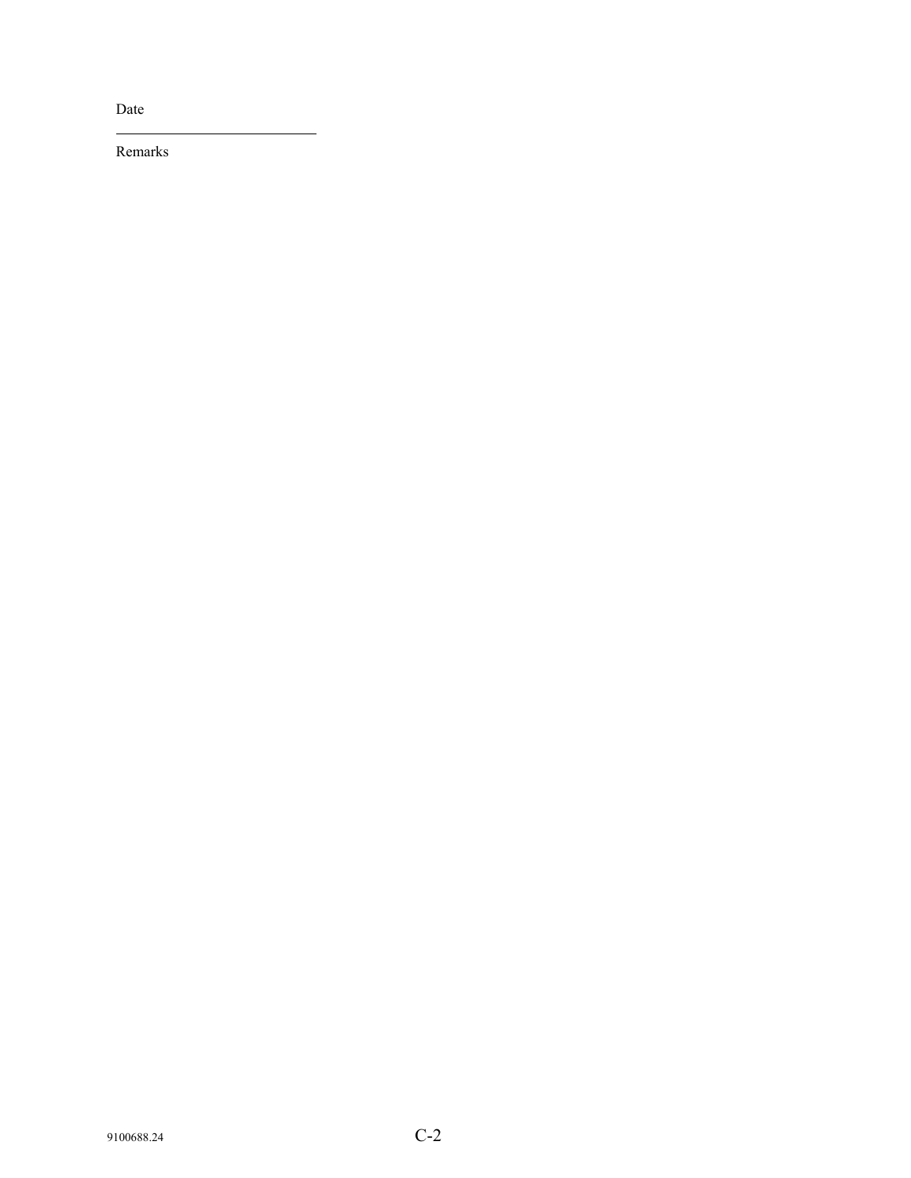Date

---

Remarks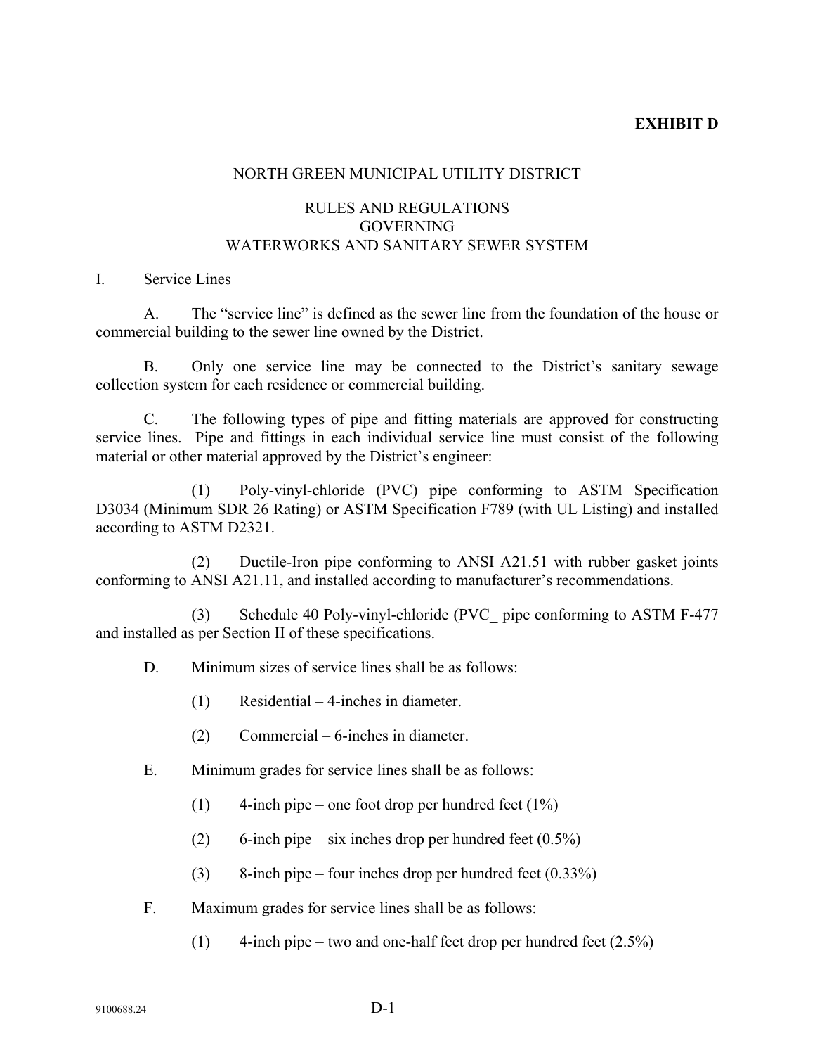**EXHIBIT D**

NORTH GREEN MUNICIPAL UTILITY DISTRICT

RULES AND REGULATIONS
GOVERNING
WATERWORKS AND SANITARY SEWER SYSTEM

I. Service Lines

A. The "service line" is defined as the sewer line from the foundation of the house or commercial building to the sewer line owned by the District.

B. Only one service line may be connected to the District's sanitary sewage collection system for each residence or commercial building.

C. The following types of pipe and fitting materials are approved for constructing service lines. Pipe and fittings in each individual service line must consist of the following material or other material approved by the District's engineer:

(1) Poly-vinyl-chloride (PVC) pipe conforming to ASTM Specification D3034 (Minimum SDR 26 Rating) or ASTM Specification F789 (with UL Listing) and installed according to ASTM D2321.

(2) Ductile-Iron pipe conforming to ANSI A21.51 with rubber gasket joints conforming to ANSI A21.11, and installed according to manufacturer's recommendations.

(3) Schedule 40 Poly-vinyl-chloride (PVC_ pipe conforming to ASTM F-477 and installed as per Section II of these specifications.

D. Minimum sizes of service lines shall be as follows:

(1) Residential – 4-inches in diameter.

(2) Commercial – 6-inches in diameter.

E. Minimum grades for service lines shall be as follows:

(1) 4-inch pipe – one foot drop per hundred feet (1%)

(2) 6-inch pipe – six inches drop per hundred feet (0.5%)

(3) 8-inch pipe – four inches drop per hundred feet (0.33%)

F. Maximum grades for service lines shall be as follows:

(1) 4-inch pipe – two and one-half feet drop per hundred feet (2.5%)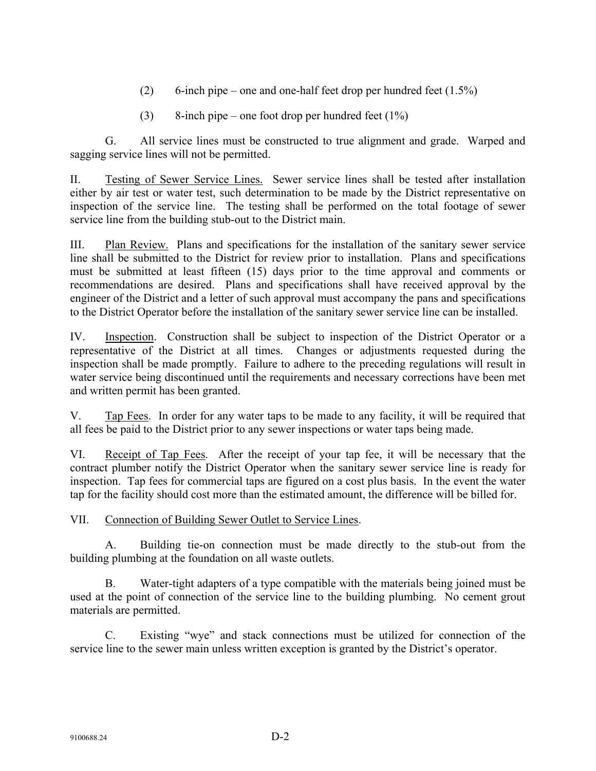(2) 6-inch pipe – one and one-half feet drop per hundred feet (1.5%)

(3) 8-inch pipe – one foot drop per hundred feet (1%)

G. All service lines must be constructed to true alignment and grade. Warped and sagging service lines will not be permitted.

II. Testing of Sewer Service Lines. Sewer service lines shall be tested after installation either by air test or water test, such determination to be made by the District representative on inspection of the service line. The testing shall be performed on the total footage of sewer service line from the building stub-out to the District main.

III. Plan Review. Plans and specifications for the installation of the sanitary sewer service line shall be submitted to the District for review prior to installation. Plans and specifications must be submitted at least fifteen (15) days prior to the time approval and comments or recommendations are desired. Plans and specifications shall have received approval by the engineer of the District and a letter of such approval must accompany the pans and specifications to the District Operator before the installation of the sanitary sewer service line can be installed.

IV. Inspection. Construction shall be subject to inspection of the District Operator or a representative of the District at all times. Changes or adjustments requested during the inspection shall be made promptly. Failure to adhere to the preceding regulations will result in water service being discontinued until the requirements and necessary corrections have been met and written permit has been granted.

V. Tap Fees. In order for any water taps to be made to any facility, it will be required that all fees be paid to the District prior to any sewer inspections or water taps being made.

VI. Receipt of Tap Fees. After the receipt of your tap fee, it will be necessary that the contract plumber notify the District Operator when the sanitary sewer service line is ready for inspection. Tap fees for commercial taps are figured on a cost plus basis. In the event the water tap for the facility should cost more than the estimated amount, the difference will be billed for.

VII. Connection of Building Sewer Outlet to Service Lines.

A. Building tie-on connection must be made directly to the stub-out from the building plumbing at the foundation on all waste outlets.

B. Water-tight adapters of a type compatible with the materials being joined must be used at the point of connection of the service line to the building plumbing. No cement grout materials are permitted.

C. Existing "wye" and stack connections must be utilized for connection of the service line to the sewer main unless written exception is granted by the District's operator.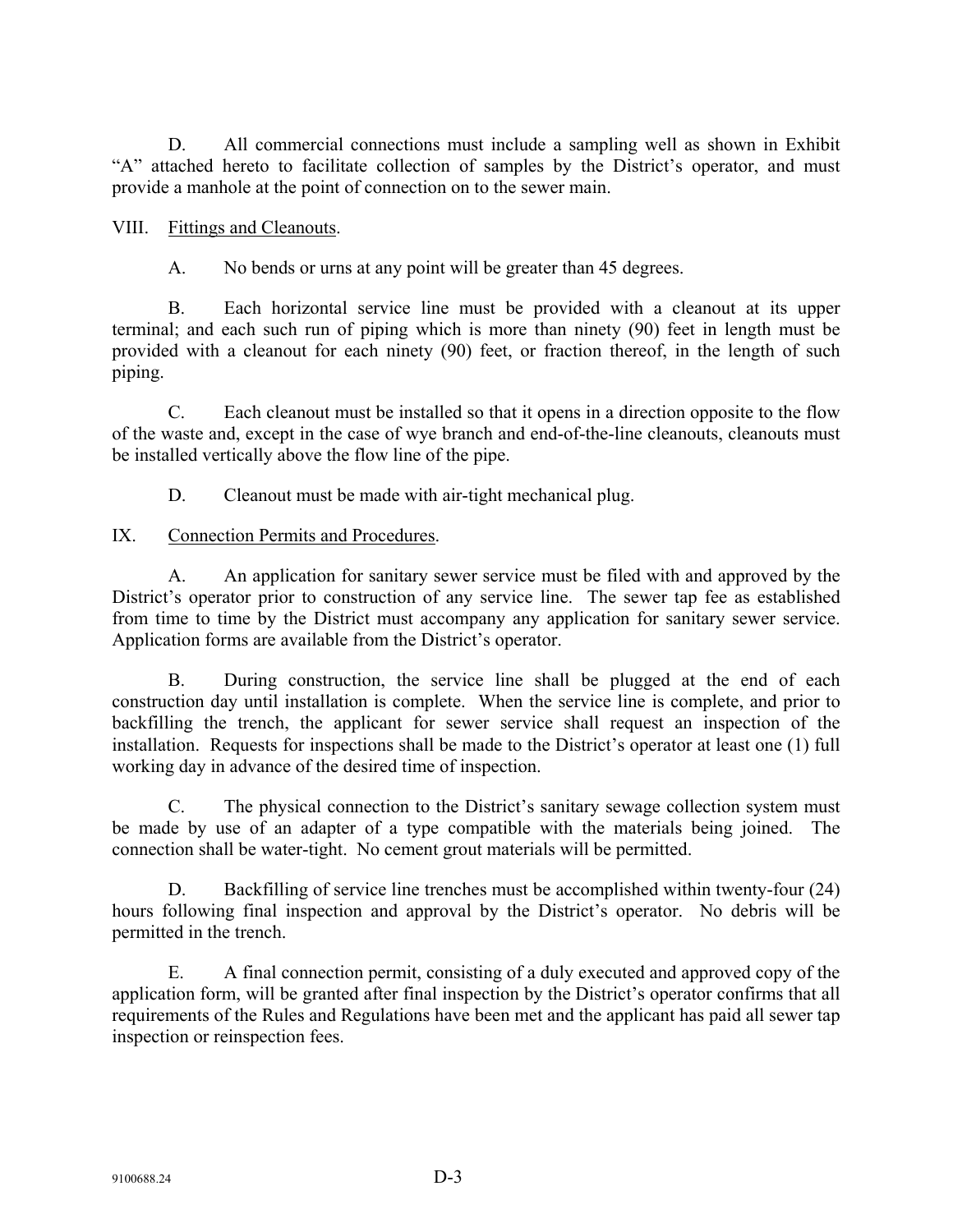D. All commercial connections must include a sampling well as shown in Exhibit "A" attached hereto to facilitate collection of samples by the District's operator, and must provide a manhole at the point of connection on to the sewer main.

VIII. Fittings and Cleanouts.

A. No bends or urns at any point will be greater than 45 degrees.

B. Each horizontal service line must be provided with a cleanout at its upper terminal; and each such run of piping which is more than ninety (90) feet in length must be provided with a cleanout for each ninety (90) feet, or fraction thereof, in the length of such piping.

C. Each cleanout must be installed so that it opens in a direction opposite to the flow of the waste and, except in the case of wye branch and end-of-the-line cleanouts, cleanouts must be installed vertically above the flow line of the pipe.

D. Cleanout must be made with air-tight mechanical plug.

IX. Connection Permits and Procedures.

A. An application for sanitary sewer service must be filed with and approved by the District's operator prior to construction of any service line. The sewer tap fee as established from time to time by the District must accompany any application for sanitary sewer service. Application forms are available from the District's operator.

B. During construction, the service line shall be plugged at the end of each construction day until installation is complete. When the service line is complete, and prior to backfilling the trench, the applicant for sewer service shall request an inspection of the installation. Requests for inspections shall be made to the District's operator at least one (1) full working day in advance of the desired time of inspection.

C. The physical connection to the District's sanitary sewage collection system must be made by use of an adapter of a type compatible with the materials being joined. The connection shall be water-tight. No cement grout materials will be permitted.

D. Backfilling of service line trenches must be accomplished within twenty-four (24) hours following final inspection and approval by the District's operator. No debris will be permitted in the trench.

E. A final connection permit, consisting of a duly executed and approved copy of the application form, will be granted after final inspection by the District's operator confirms that all requirements of the Rules and Regulations have been met and the applicant has paid all sewer tap inspection or reinspection fees.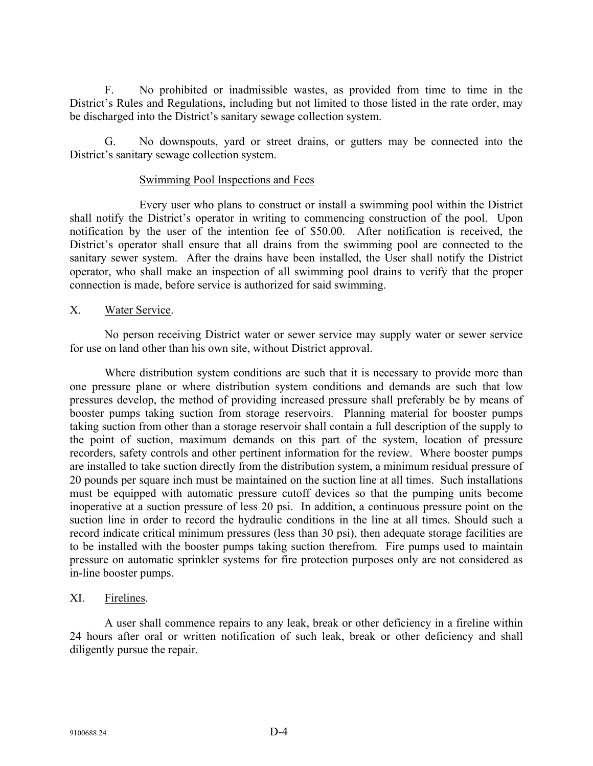F. No prohibited or inadmissible wastes, as provided from time to time in the District's Rules and Regulations, including but not limited to those listed in the rate order, may be discharged into the District's sanitary sewage collection system.

G. No downspouts, yard or street drains, or gutters may be connected into the District's sanitary sewage collection system.

Swimming Pool Inspections and Fees

Every user who plans to construct or install a swimming pool within the District shall notify the District's operator in writing to commencing construction of the pool. Upon notification by the user of the intention fee of $50.00. After notification is received, the District's operator shall ensure that all drains from the swimming pool are connected to the sanitary sewer system. After the drains have been installed, the User shall notify the District operator, who shall make an inspection of all swimming pool drains to verify that the proper connection is made, before service is authorized for said swimming.

X. Water Service.

No person receiving District water or sewer service may supply water or sewer service for use on land other than his own site, without District approval.

Where distribution system conditions are such that it is necessary to provide more than one pressure plane or where distribution system conditions and demands are such that low pressures develop, the method of providing increased pressure shall preferably be by means of booster pumps taking suction from storage reservoirs. Planning material for booster pumps taking suction from other than a storage reservoir shall contain a full description of the supply to the point of suction, maximum demands on this part of the system, location of pressure recorders, safety controls and other pertinent information for the review. Where booster pumps are installed to take suction directly from the distribution system, a minimum residual pressure of 20 pounds per square inch must be maintained on the suction line at all times. Such installations must be equipped with automatic pressure cutoff devices so that the pumping units become inoperative at a suction pressure of less 20 psi. In addition, a continuous pressure point on the suction line in order to record the hydraulic conditions in the line at all times. Should such a record indicate critical minimum pressures (less than 30 psi), then adequate storage facilities are to be installed with the booster pumps taking suction therefrom. Fire pumps used to maintain pressure on automatic sprinkler systems for fire protection purposes only are not considered as in-line booster pumps.

XI. Firelines.

A user shall commence repairs to any leak, break or other deficiency in a fireline within 24 hours after oral or written notification of such leak, break or other deficiency and shall diligently pursue the repair.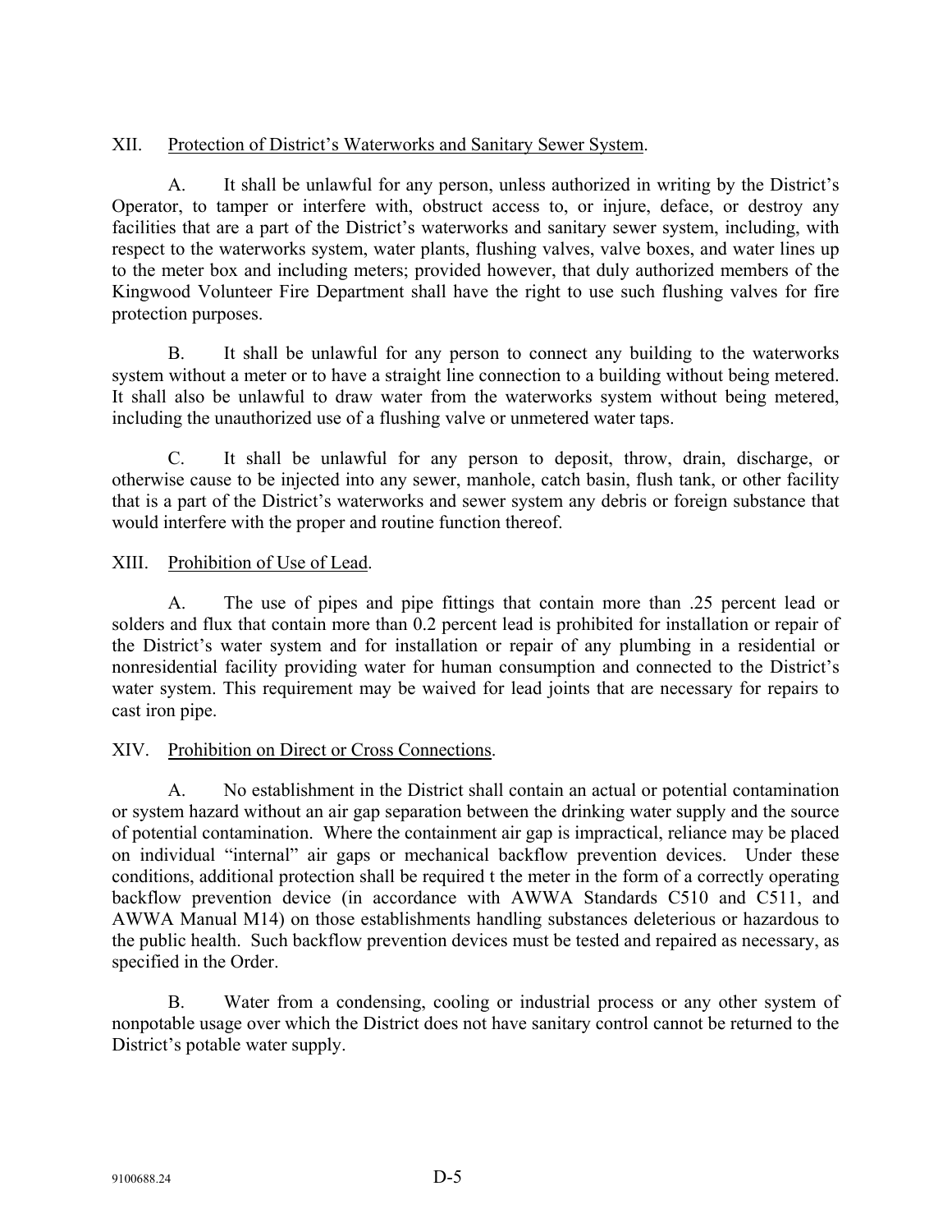XII. Protection of District's Waterworks and Sanitary Sewer System.

A. It shall be unlawful for any person, unless authorized in writing by the District's Operator, to tamper or interfere with, obstruct access to, or injure, deface, or destroy any facilities that are a part of the District's waterworks and sanitary sewer system, including, with respect to the waterworks system, water plants, flushing valves, valve boxes, and water lines up to the meter box and including meters; provided however, that duly authorized members of the Kingwood Volunteer Fire Department shall have the right to use such flushing valves for fire protection purposes.

B. It shall be unlawful for any person to connect any building to the waterworks system without a meter or to have a straight line connection to a building without being metered. It shall also be unlawful to draw water from the waterworks system without being metered, including the unauthorized use of a flushing valve or unmetered water taps.

C. It shall be unlawful for any person to deposit, throw, drain, discharge, or otherwise cause to be injected into any sewer, manhole, catch basin, flush tank, or other facility that is a part of the District's waterworks and sewer system any debris or foreign substance that would interfere with the proper and routine function thereof.

XIII. Prohibition of Use of Lead.

A. The use of pipes and pipe fittings that contain more than .25 percent lead or solders and flux that contain more than 0.2 percent lead is prohibited for installation or repair of the District's water system and for installation or repair of any plumbing in a residential or nonresidential facility providing water for human consumption and connected to the District's water system. This requirement may be waived for lead joints that are necessary for repairs to cast iron pipe.

XIV. Prohibition on Direct or Cross Connections.

A. No establishment in the District shall contain an actual or potential contamination or system hazard without an air gap separation between the drinking water supply and the source of potential contamination. Where the containment air gap is impractical, reliance may be placed on individual "internal" air gaps or mechanical backflow prevention devices. Under these conditions, additional protection shall be required t the meter in the form of a correctly operating backflow prevention device (in accordance with AWWA Standards C510 and C511, and AWWA Manual M14) on those establishments handling substances deleterious or hazardous to the public health. Such backflow prevention devices must be tested and repaired as necessary, as specified in the Order.

B. Water from a condensing, cooling or industrial process or any other system of nonpotable usage over which the District does not have sanitary control cannot be returned to the District's potable water supply.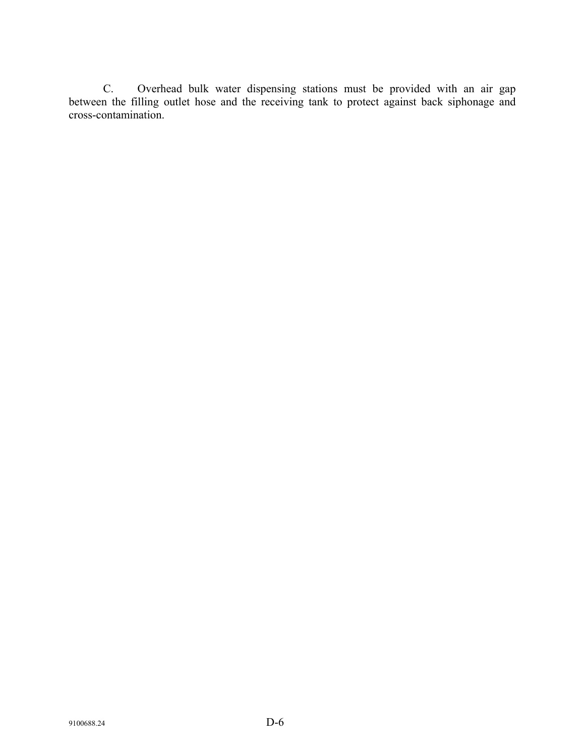C. Overhead bulk water dispensing stations must be provided with an air gap between the filling outlet hose and the receiving tank to protect against back siphonage and cross-contamination.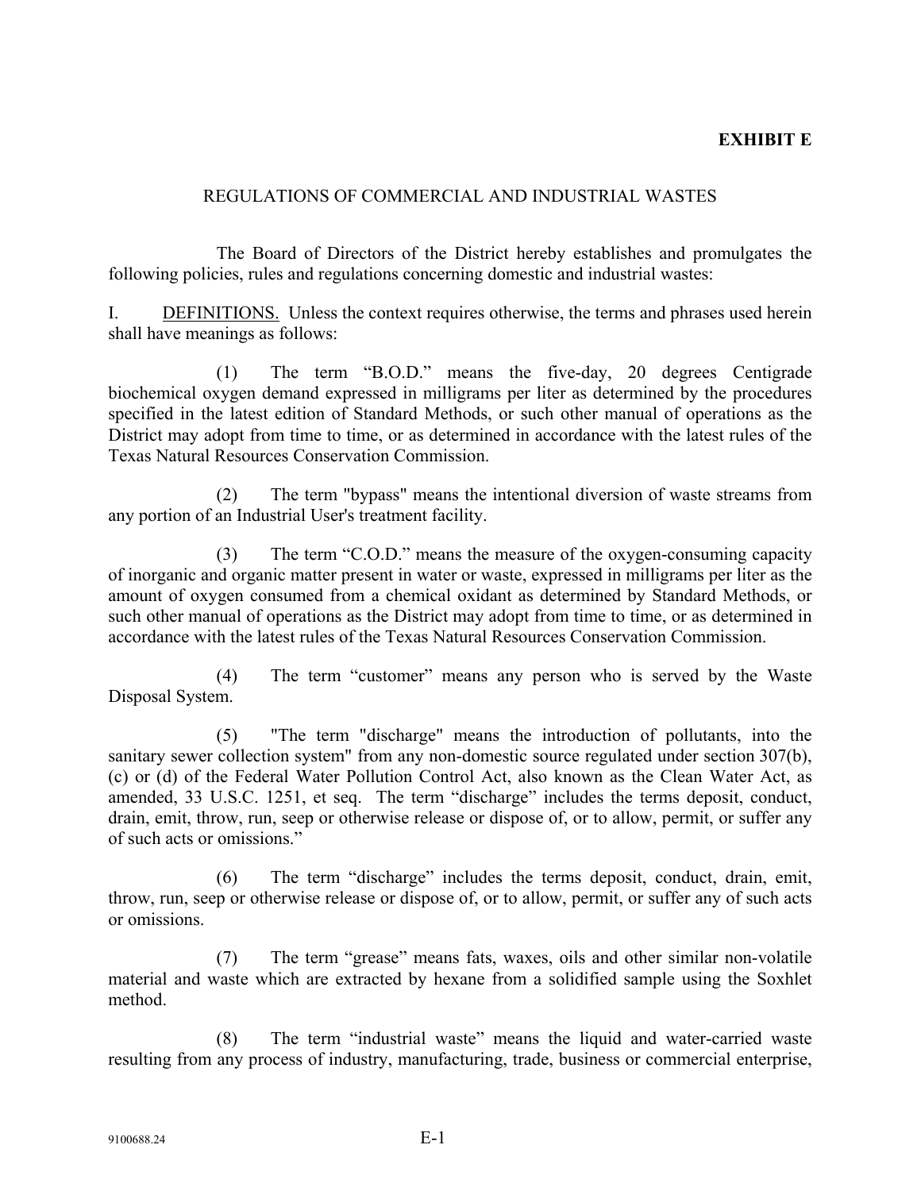**EXHIBIT E**

REGULATIONS OF COMMERCIAL AND INDUSTRIAL WASTES

The Board of Directors of the District hereby establishes and promulgates the following policies, rules and regulations concerning domestic and industrial wastes:

I. DEFINITIONS. Unless the context requires otherwise, the terms and phrases used herein shall have meanings as follows:

(1) The term "B.O.D." means the five-day, 20 degrees Centigrade biochemical oxygen demand expressed in milligrams per liter as determined by the procedures specified in the latest edition of Standard Methods, or such other manual of operations as the District may adopt from time to time, or as determined in accordance with the latest rules of the Texas Natural Resources Conservation Commission.

(2) The term "bypass" means the intentional diversion of waste streams from any portion of an Industrial User's treatment facility.

(3) The term "C.O.D." means the measure of the oxygen-consuming capacity of inorganic and organic matter present in water or waste, expressed in milligrams per liter as the amount of oxygen consumed from a chemical oxidant as determined by Standard Methods, or such other manual of operations as the District may adopt from time to time, or as determined in accordance with the latest rules of the Texas Natural Resources Conservation Commission.

(4) The term "customer" means any person who is served by the Waste Disposal System.

(5) "The term "discharge" means the introduction of pollutants, into the sanitary sewer collection system" from any non-domestic source regulated under section 307(b), (c) or (d) of the Federal Water Pollution Control Act, also known as the Clean Water Act, as amended, 33 U.S.C. 1251, et seq. The term "discharge" includes the terms deposit, conduct, drain, emit, throw, run, seep or otherwise release or dispose of, or to allow, permit, or suffer any of such acts or omissions."

(6) The term "discharge" includes the terms deposit, conduct, drain, emit, throw, run, seep or otherwise release or dispose of, or to allow, permit, or suffer any of such acts or omissions.

(7) The term "grease" means fats, waxes, oils and other similar non-volatile material and waste which are extracted by hexane from a solidified sample using the Soxhlet method.

(8) The term "industrial waste" means the liquid and water-carried waste resulting from any process of industry, manufacturing, trade, business or commercial enterprise,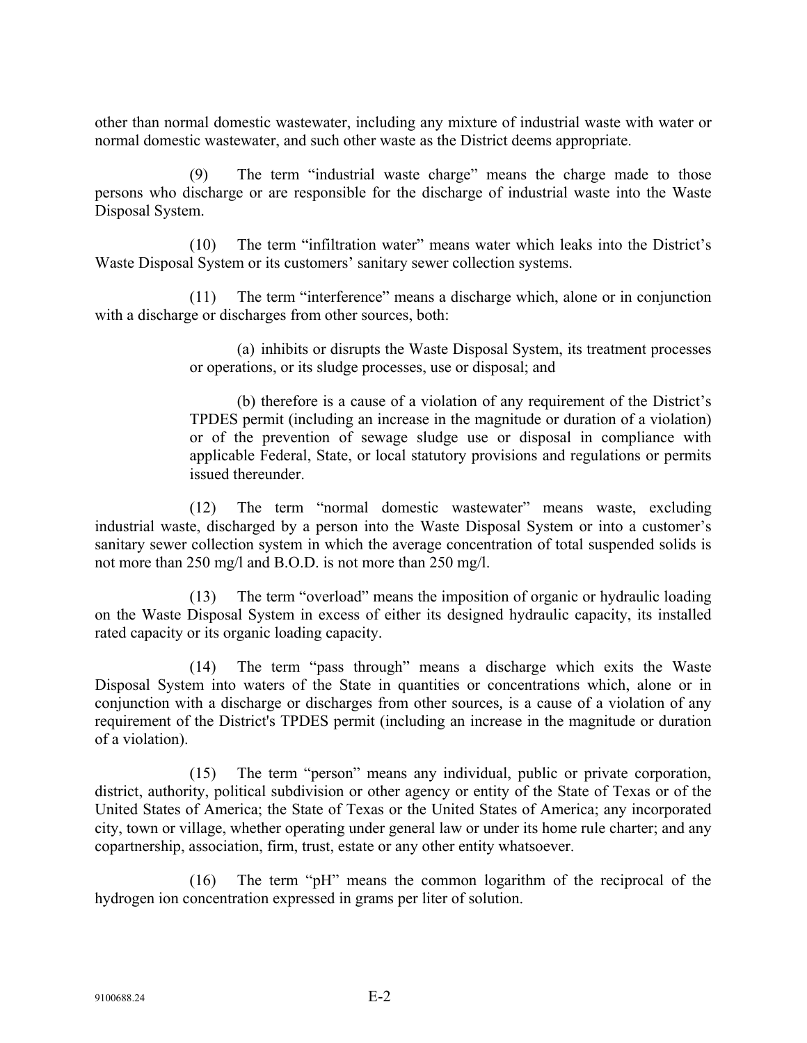other than normal domestic wastewater, including any mixture of industrial waste with water or normal domestic wastewater, and such other waste as the District deems appropriate.

(9) The term "industrial waste charge" means the charge made to those persons who discharge or are responsible for the discharge of industrial waste into the Waste Disposal System.

(10) The term "infiltration water" means water which leaks into the District's Waste Disposal System or its customers' sanitary sewer collection systems.

(11) The term "interference" means a discharge which, alone or in conjunction with a discharge or discharges from other sources, both:

(a) inhibits or disrupts the Waste Disposal System, its treatment processes or operations, or its sludge processes, use or disposal; and

(b) therefore is a cause of a violation of any requirement of the District's TPDES permit (including an increase in the magnitude or duration of a violation) or of the prevention of sewage sludge use or disposal in compliance with applicable Federal, State, or local statutory provisions and regulations or permits issued thereunder.

(12) The term "normal domestic wastewater" means waste, excluding industrial waste, discharged by a person into the Waste Disposal System or into a customer's sanitary sewer collection system in which the average concentration of total suspended solids is not more than 250 mg/l and B.O.D. is not more than 250 mg/l.

(13) The term "overload" means the imposition of organic or hydraulic loading on the Waste Disposal System in excess of either its designed hydraulic capacity, its installed rated capacity or its organic loading capacity.

(14) The term "pass through" means a discharge which exits the Waste Disposal System into waters of the State in quantities or concentrations which, alone or in conjunction with a discharge or discharges from other sources, is a cause of a violation of any requirement of the District's TPDES permit (including an increase in the magnitude or duration of a violation).

(15) The term "person" means any individual, public or private corporation, district, authority, political subdivision or other agency or entity of the State of Texas or of the United States of America; the State of Texas or the United States of America; any incorporated city, town or village, whether operating under general law or under its home rule charter; and any copartnership, association, firm, trust, estate or any other entity whatsoever.

(16) The term "pH" means the common logarithm of the reciprocal of the hydrogen ion concentration expressed in grams per liter of solution.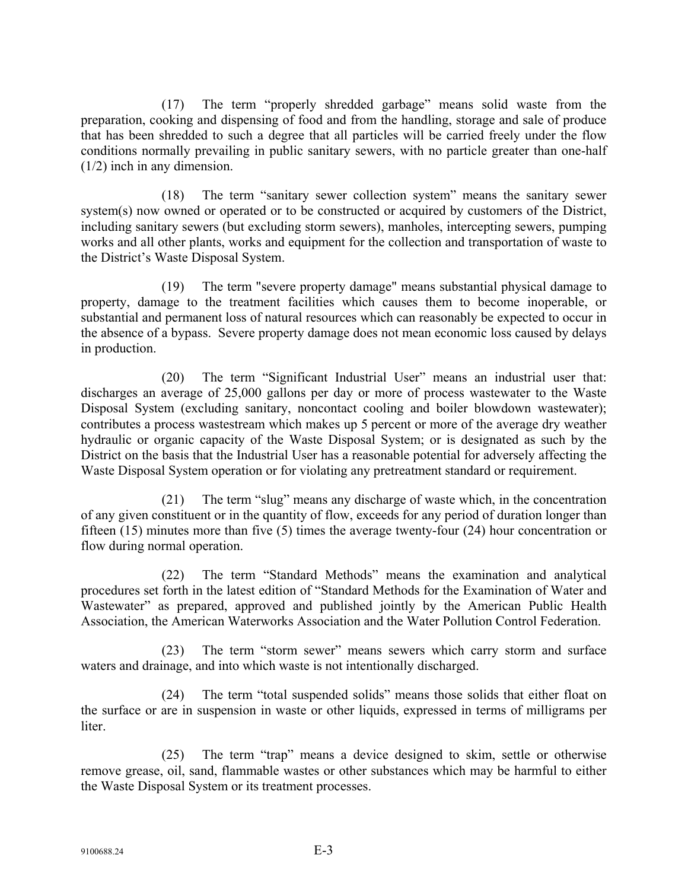(17) The term "properly shredded garbage" means solid waste from the preparation, cooking and dispensing of food and from the handling, storage and sale of produce that has been shredded to such a degree that all particles will be carried freely under the flow conditions normally prevailing in public sanitary sewers, with no particle greater than one-half (1/2) inch in any dimension.

(18) The term "sanitary sewer collection system" means the sanitary sewer system(s) now owned or operated or to be constructed or acquired by customers of the District, including sanitary sewers (but excluding storm sewers), manholes, intercepting sewers, pumping works and all other plants, works and equipment for the collection and transportation of waste to the District's Waste Disposal System.

(19) The term "severe property damage" means substantial physical damage to property, damage to the treatment facilities which causes them to become inoperable, or substantial and permanent loss of natural resources which can reasonably be expected to occur in the absence of a bypass. Severe property damage does not mean economic loss caused by delays in production.

(20) The term "Significant Industrial User" means an industrial user that: discharges an average of 25,000 gallons per day or more of process wastewater to the Waste Disposal System (excluding sanitary, noncontact cooling and boiler blowdown wastewater); contributes a process wastestream which makes up 5 percent or more of the average dry weather hydraulic or organic capacity of the Waste Disposal System; or is designated as such by the District on the basis that the Industrial User has a reasonable potential for adversely affecting the Waste Disposal System operation or for violating any pretreatment standard or requirement.

(21) The term "slug" means any discharge of waste which, in the concentration of any given constituent or in the quantity of flow, exceeds for any period of duration longer than fifteen (15) minutes more than five (5) times the average twenty-four (24) hour concentration or flow during normal operation.

(22) The term "Standard Methods" means the examination and analytical procedures set forth in the latest edition of "Standard Methods for the Examination of Water and Wastewater" as prepared, approved and published jointly by the American Public Health Association, the American Waterworks Association and the Water Pollution Control Federation.

(23) The term "storm sewer" means sewers which carry storm and surface waters and drainage, and into which waste is not intentionally discharged.

(24) The term "total suspended solids" means those solids that either float on the surface or are in suspension in waste or other liquids, expressed in terms of milligrams per liter.

(25) The term "trap" means a device designed to skim, settle or otherwise remove grease, oil, sand, flammable wastes or other substances which may be harmful to either the Waste Disposal System or its treatment processes.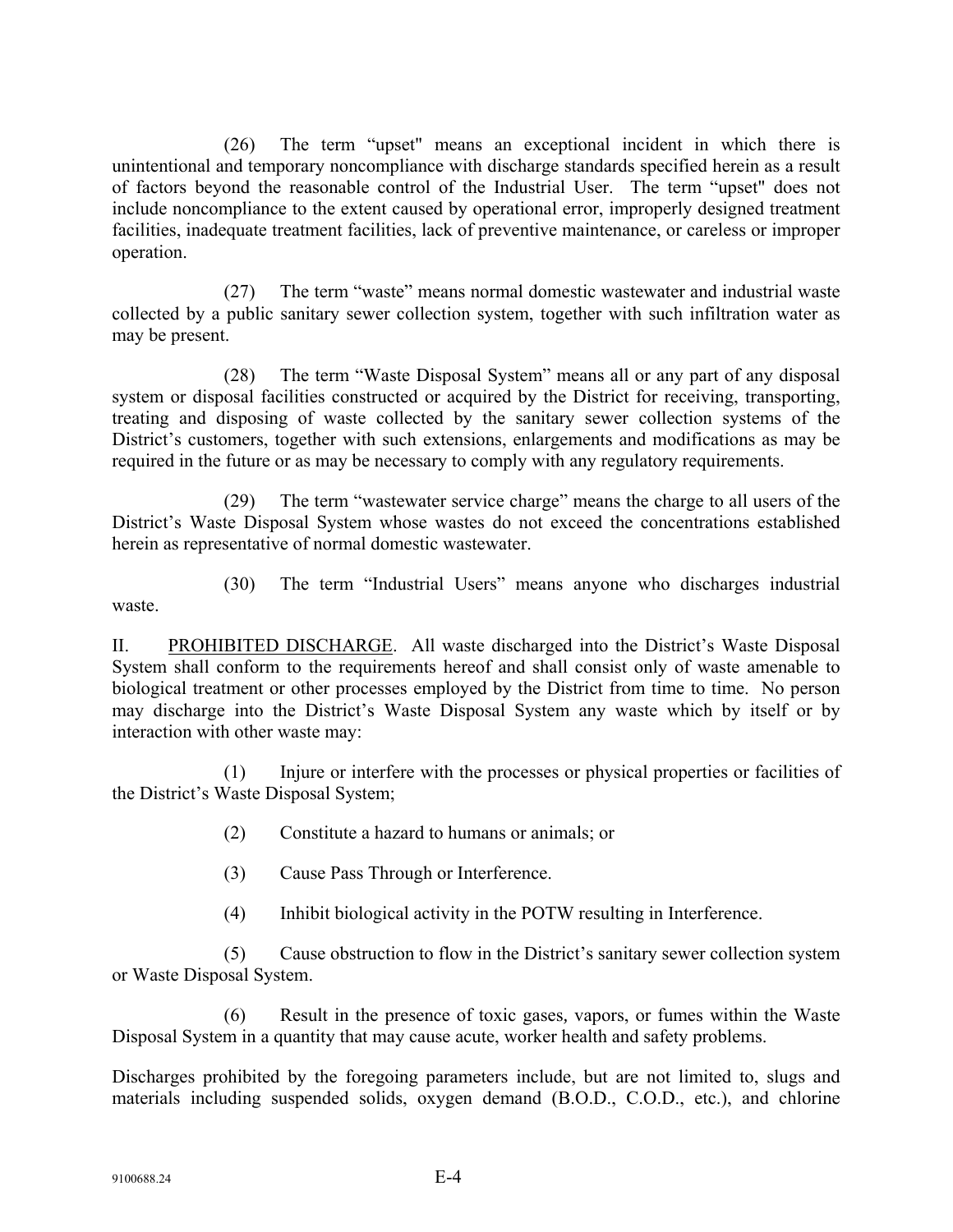(26) The term "upset" means an exceptional incident in which there is unintentional and temporary noncompliance with discharge standards specified herein as a result of factors beyond the reasonable control of the Industrial User. The term "upset" does not include noncompliance to the extent caused by operational error, improperly designed treatment facilities, inadequate treatment facilities, lack of preventive maintenance, or careless or improper operation.

(27) The term "waste" means normal domestic wastewater and industrial waste collected by a public sanitary sewer collection system, together with such infiltration water as may be present.

(28) The term "Waste Disposal System" means all or any part of any disposal system or disposal facilities constructed or acquired by the District for receiving, transporting, treating and disposing of waste collected by the sanitary sewer collection systems of the District's customers, together with such extensions, enlargements and modifications as may be required in the future or as may be necessary to comply with any regulatory requirements.

(29) The term "wastewater service charge" means the charge to all users of the District's Waste Disposal System whose wastes do not exceed the concentrations established herein as representative of normal domestic wastewater.

(30) The term "Industrial Users" means anyone who discharges industrial waste.

II. PROHIBITED DISCHARGE. All waste discharged into the District's Waste Disposal System shall conform to the requirements hereof and shall consist only of waste amenable to biological treatment or other processes employed by the District from time to time. No person may discharge into the District's Waste Disposal System any waste which by itself or by interaction with other waste may:

(1) Injure or interfere with the processes or physical properties or facilities of the District's Waste Disposal System;

(2) Constitute a hazard to humans or animals; or

(3) Cause Pass Through or Interference.

(4) Inhibit biological activity in the POTW resulting in Interference.

(5) Cause obstruction to flow in the District's sanitary sewer collection system or Waste Disposal System.

(6) Result in the presence of toxic gases, vapors, or fumes within the Waste Disposal System in a quantity that may cause acute, worker health and safety problems.

Discharges prohibited by the foregoing parameters include, but are not limited to, slugs and materials including suspended solids, oxygen demand (B.O.D., C.O.D., etc.), and chlorine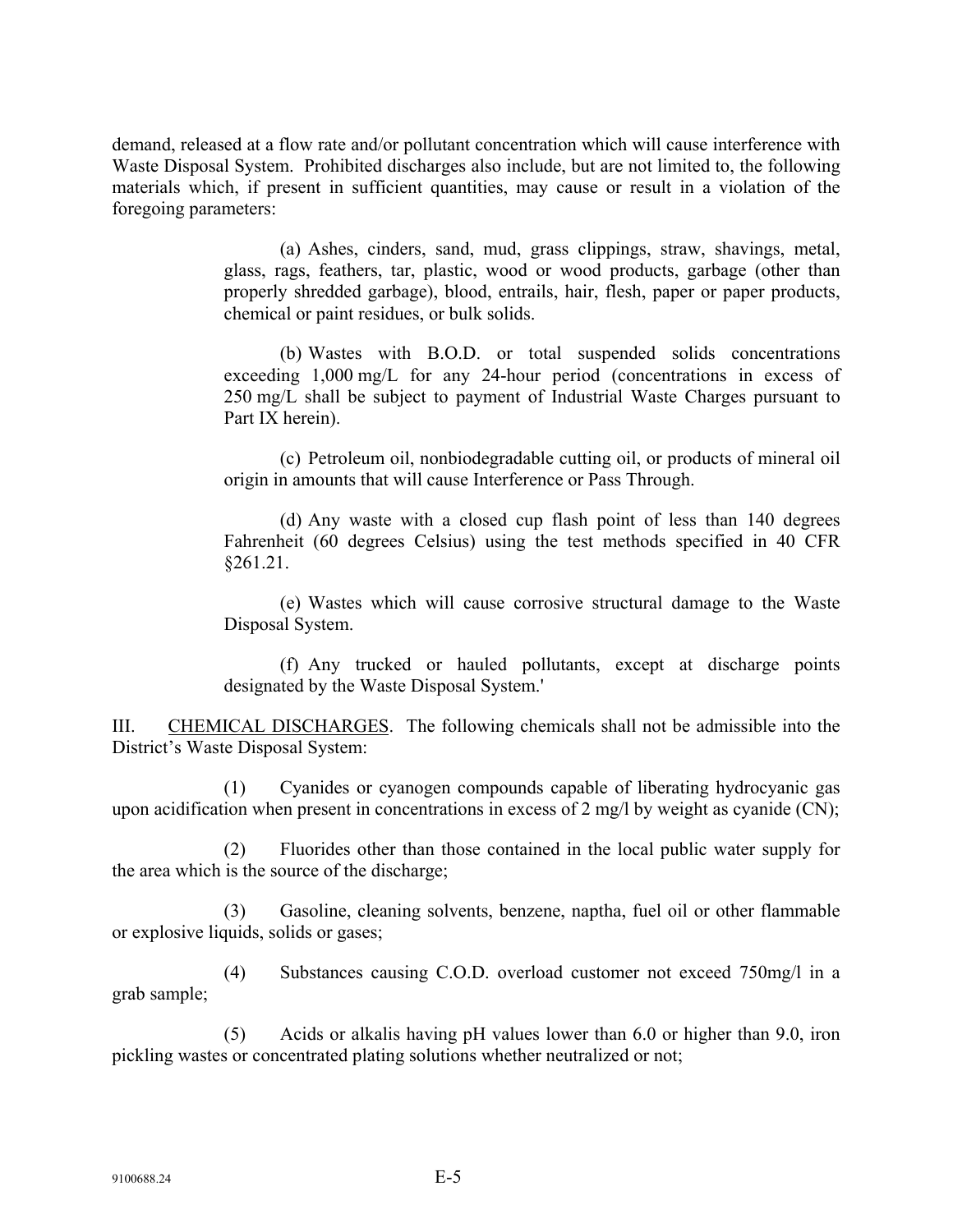demand, released at a flow rate and/or pollutant concentration which will cause interference with Waste Disposal System. Prohibited discharges also include, but are not limited to, the following materials which, if present in sufficient quantities, may cause or result in a violation of the foregoing parameters:

(a) Ashes, cinders, sand, mud, grass clippings, straw, shavings, metal, glass, rags, feathers, tar, plastic, wood or wood products, garbage (other than properly shredded garbage), blood, entrails, hair, flesh, paper or paper products, chemical or paint residues, or bulk solids.

(b) Wastes with B.O.D. or total suspended solids concentrations exceeding 1,000 mg/L for any 24-hour period (concentrations in excess of 250 mg/L shall be subject to payment of Industrial Waste Charges pursuant to Part IX herein).

(c) Petroleum oil, nonbiodegradable cutting oil, or products of mineral oil origin in amounts that will cause Interference or Pass Through.

(d) Any waste with a closed cup flash point of less than 140 degrees Fahrenheit (60 degrees Celsius) using the test methods specified in 40 CFR §261.21.

(e) Wastes which will cause corrosive structural damage to the Waste Disposal System.

(f) Any trucked or hauled pollutants, except at discharge points designated by the Waste Disposal System.'

III. <u>CHEMICAL DISCHARGES</u>. The following chemicals shall not be admissible into the District's Waste Disposal System:

(1) Cyanides or cyanogen compounds capable of liberating hydrocyanic gas upon acidification when present in concentrations in excess of 2 mg/l by weight as cyanide (CN);

(2) Fluorides other than those contained in the local public water supply for the area which is the source of the discharge;

(3) Gasoline, cleaning solvents, benzene, naptha, fuel oil or other flammable or explosive liquids, solids or gases;

(4) Substances causing C.O.D. overload customer not exceed 750mg/l in a grab sample;

(5) Acids or alkalis having pH values lower than 6.0 or higher than 9.0, iron pickling wastes or concentrated plating solutions whether neutralized or not;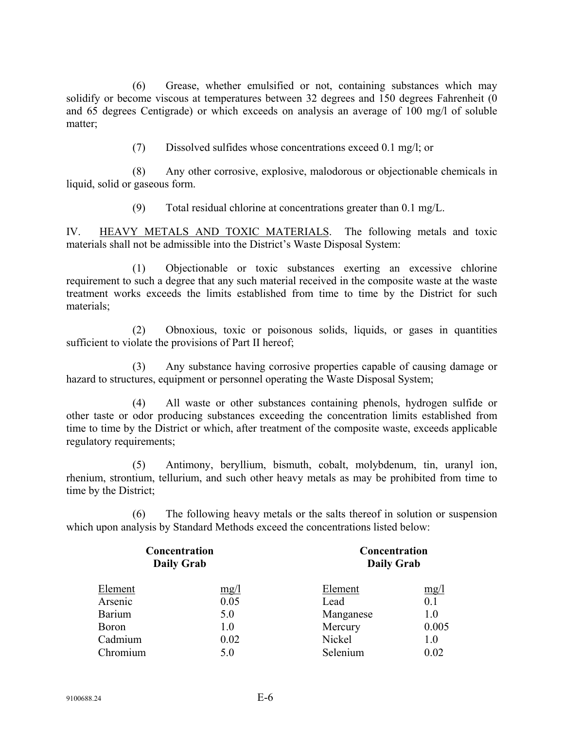(6) Grease, whether emulsified or not, containing substances which may solidify or become viscous at temperatures between 32 degrees and 150 degrees Fahrenheit (0 and 65 degrees Centigrade) or which exceeds on analysis an average of 100 mg/l of soluble matter;

(7) Dissolved sulfides whose concentrations exceed 0.1 mg/l; or

(8) Any other corrosive, explosive, malodorous or objectionable chemicals in liquid, solid or gaseous form.

(9) Total residual chlorine at concentrations greater than 0.1 mg/L.

IV. <u>HEAVY METALS AND TOXIC MATERIALS</u>. The following metals and toxic materials shall not be admissible into the District's Waste Disposal System:

(1) Objectionable or toxic substances exerting an excessive chlorine requirement to such a degree that any such material received in the composite waste at the waste treatment works exceeds the limits established from time to time by the District for such materials;

(2) Obnoxious, toxic or poisonous solids, liquids, or gases in quantities sufficient to violate the provisions of Part II hereof;

(3) Any substance having corrosive properties capable of causing damage or hazard to structures, equipment or personnel operating the Waste Disposal System;

(4) All waste or other substances containing phenols, hydrogen sulfide or other taste or odor producing substances exceeding the concentration limits established from time to time by the District or which, after treatment of the composite waste, exceeds applicable regulatory requirements;

(5) Antimony, beryllium, bismuth, cobalt, molybdenum, tin, uranyl ion, rhenium, strontium, tellurium, and such other heavy metals as may be prohibited from time to time by the District;

(6) The following heavy metals or the salts thereof in solution or suspension which upon analysis by Standard Methods exceed the concentrations listed below:

| Element | Concentration Daily Grab mg/l | Element | Concentration Daily Grab mg/l |
|---|---|---|---|
| Arsenic | 0.05 | Lead | 0.1 |
| Barium | 5.0 | Manganese | 1.0 |
| Boron | 1.0 | Mercury | 0.005 |
| Cadmium | 0.02 | Nickel | 1.0 |
| Chromium | 5.0 | Selenium | 0.02 |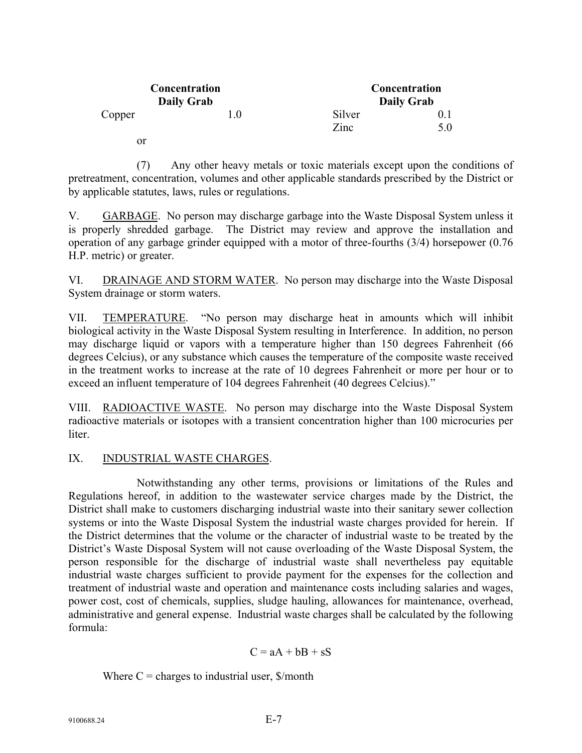| | Concentration Daily Grab | | Concentration Daily Grab |
|---|---|---|---|
| Copper | 1.0 | Silver | 0.1 |
| | | Zinc | 5.0 |

or

(7) Any other heavy metals or toxic materials except upon the conditions of pretreatment, concentration, volumes and other applicable standards prescribed by the District or by applicable statutes, laws, rules or regulations.

V. GARBAGE. No person may discharge garbage into the Waste Disposal System unless it is properly shredded garbage. The District may review and approve the installation and operation of any garbage grinder equipped with a motor of three-fourths (3/4) horsepower (0.76 H.P. metric) or greater.

VI. DRAINAGE AND STORM WATER. No person may discharge into the Waste Disposal System drainage or storm waters.

VII. TEMPERATURE. "No person may discharge heat in amounts which will inhibit biological activity in the Waste Disposal System resulting in Interference. In addition, no person may discharge liquid or vapors with a temperature higher than 150 degrees Fahrenheit (66 degrees Celcius), or any substance which causes the temperature of the composite waste received in the treatment works to increase at the rate of 10 degrees Fahrenheit or more per hour or to exceed an influent temperature of 104 degrees Fahrenheit (40 degrees Celcius)."

VIII. RADIOACTIVE WASTE. No person may discharge into the Waste Disposal System radioactive materials or isotopes with a transient concentration higher than 100 microcuries per liter.

IX. INDUSTRIAL WASTE CHARGES.

Notwithstanding any other terms, provisions or limitations of the Rules and Regulations hereof, in addition to the wastewater service charges made by the District, the District shall make to customers discharging industrial waste into their sanitary sewer collection systems or into the Waste Disposal System the industrial waste charges provided for herein. If the District determines that the volume or the character of industrial waste to be treated by the District's Waste Disposal System will not cause overloading of the Waste Disposal System, the person responsible for the discharge of industrial waste shall nevertheless pay equitable industrial waste charges sufficient to provide payment for the expenses for the collection and treatment of industrial waste and operation and maintenance costs including salaries and wages, power cost, cost of chemicals, supplies, sludge hauling, allowances for maintenance, overhead, administrative and general expense. Industrial waste charges shall be calculated by the following formula:

$$C = aA + bB + sS$$

Where C = charges to industrial user, \$/month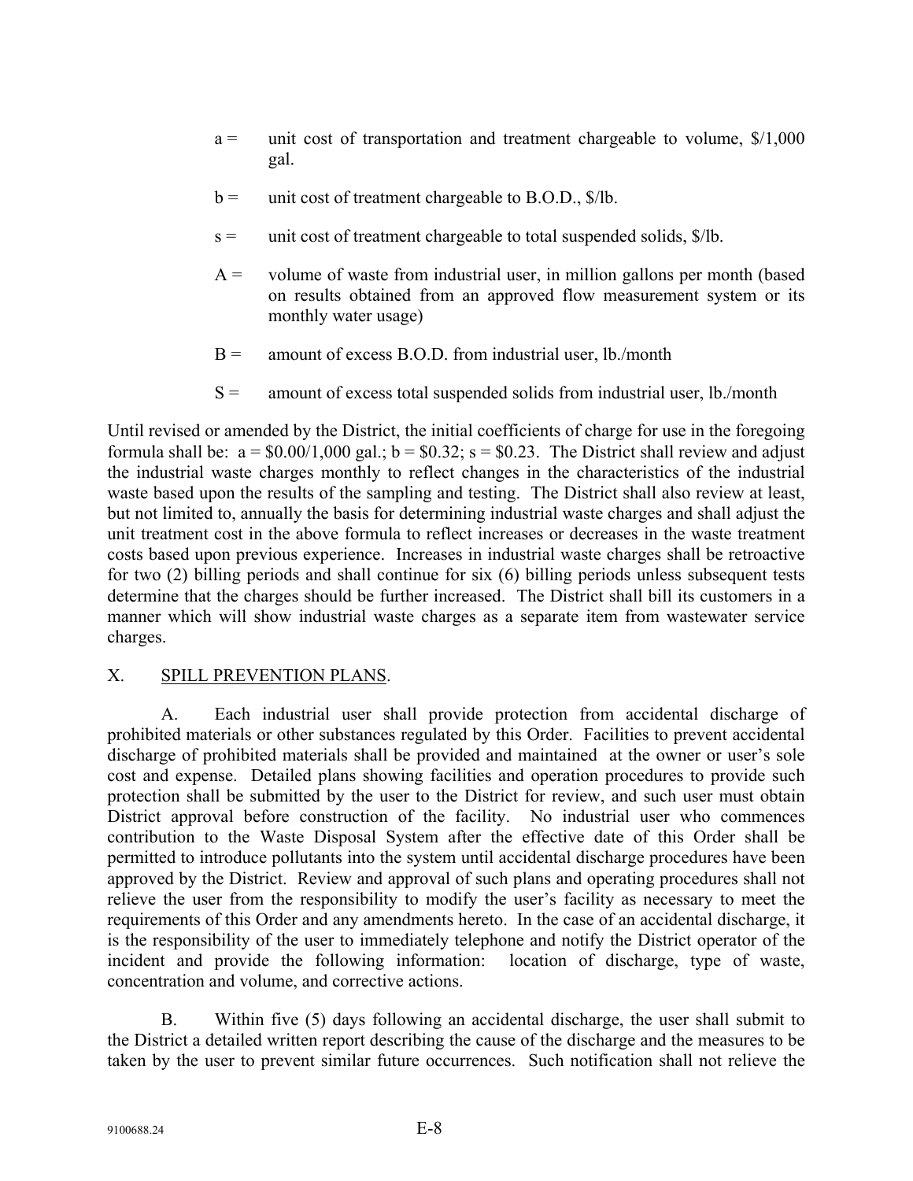a = unit cost of transportation and treatment chargeable to volume, \$/1,000 gal.

b = unit cost of treatment chargeable to B.O.D., \$/lb.

s = unit cost of treatment chargeable to total suspended solids, \$/lb.

A = volume of waste from industrial user, in million gallons per month (based on results obtained from an approved flow measurement system or its monthly water usage)

B = amount of excess B.O.D. from industrial user, lb./month

S = amount of excess total suspended solids from industrial user, lb./month

Until revised or amended by the District, the initial coefficients of charge for use in the foregoing formula shall be: a = \$0.00/1,000 gal.; b = \$0.32; s = \$0.23. The District shall review and adjust the industrial waste charges monthly to reflect changes in the characteristics of the industrial waste based upon the results of the sampling and testing. The District shall also review at least, but not limited to, annually the basis for determining industrial waste charges and shall adjust the unit treatment cost in the above formula to reflect increases or decreases in the waste treatment costs based upon previous experience. Increases in industrial waste charges shall be retroactive for two (2) billing periods and shall continue for six (6) billing periods unless subsequent tests determine that the charges should be further increased. The District shall bill its customers in a manner which will show industrial waste charges as a separate item from wastewater service charges.

## X. SPILL PREVENTION PLANS.

A. Each industrial user shall provide protection from accidental discharge of prohibited materials or other substances regulated by this Order. Facilities to prevent accidental discharge of prohibited materials shall be provided and maintained at the owner or user's sole cost and expense. Detailed plans showing facilities and operation procedures to provide such protection shall be submitted by the user to the District for review, and such user must obtain District approval before construction of the facility. No industrial user who commences contribution to the Waste Disposal System after the effective date of this Order shall be permitted to introduce pollutants into the system until accidental discharge procedures have been approved by the District. Review and approval of such plans and operating procedures shall not relieve the user from the responsibility to modify the user's facility as necessary to meet the requirements of this Order and any amendments hereto. In the case of an accidental discharge, it is the responsibility of the user to immediately telephone and notify the District operator of the incident and provide the following information: location of discharge, type of waste, concentration and volume, and corrective actions.

B. Within five (5) days following an accidental discharge, the user shall submit to the District a detailed written report describing the cause of the discharge and the measures to be taken by the user to prevent similar future occurrences. Such notification shall not relieve the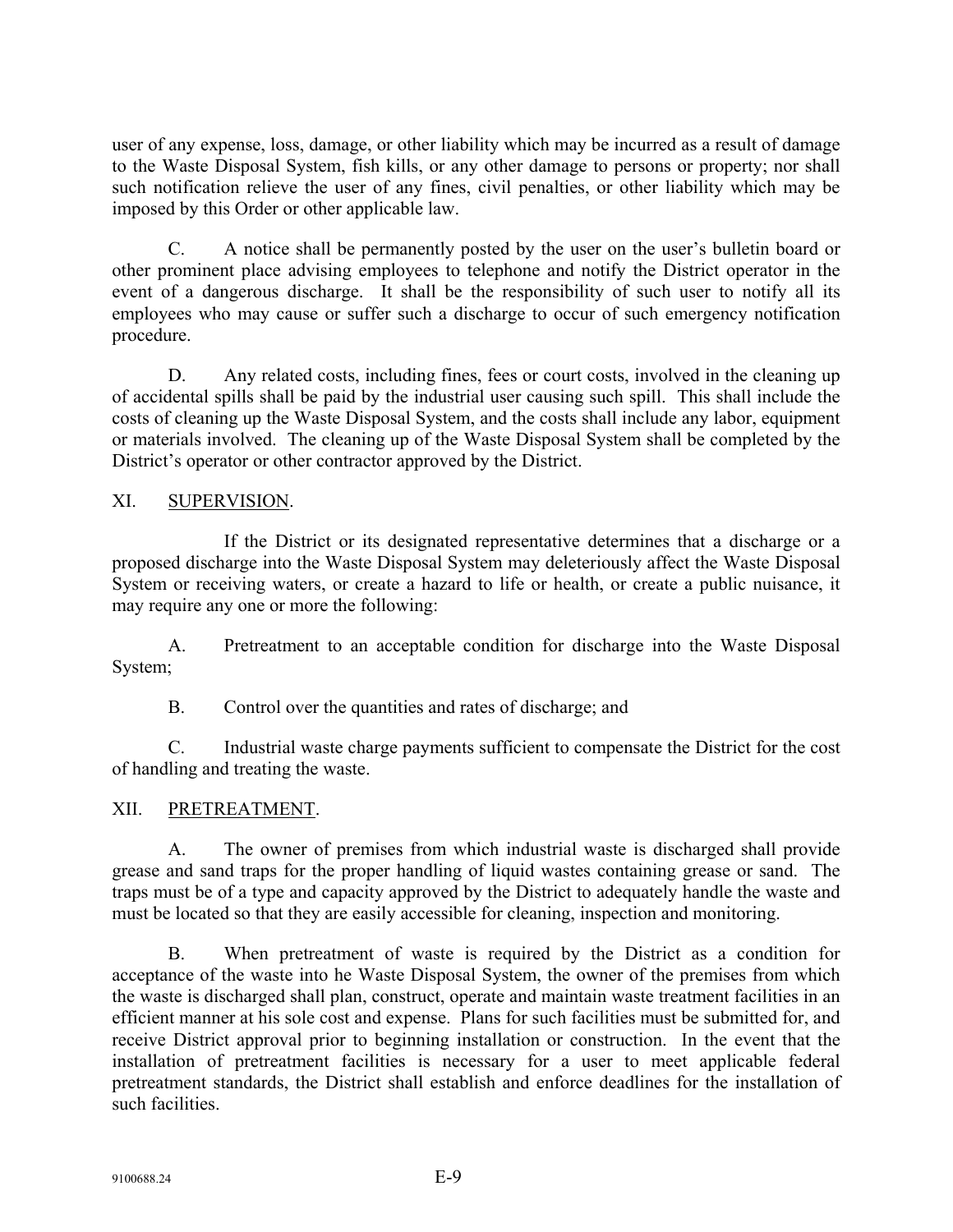user of any expense, loss, damage, or other liability which may be incurred as a result of damage to the Waste Disposal System, fish kills, or any other damage to persons or property; nor shall such notification relieve the user of any fines, civil penalties, or other liability which may be imposed by this Order or other applicable law.

C. A notice shall be permanently posted by the user on the user's bulletin board or other prominent place advising employees to telephone and notify the District operator in the event of a dangerous discharge. It shall be the responsibility of such user to notify all its employees who may cause or suffer such a discharge to occur of such emergency notification procedure.

D. Any related costs, including fines, fees or court costs, involved in the cleaning up of accidental spills shall be paid by the industrial user causing such spill. This shall include the costs of cleaning up the Waste Disposal System, and the costs shall include any labor, equipment or materials involved. The cleaning up of the Waste Disposal System shall be completed by the District's operator or other contractor approved by the District.

XI. SUPERVISION.

If the District or its designated representative determines that a discharge or a proposed discharge into the Waste Disposal System may deleteriously affect the Waste Disposal System or receiving waters, or create a hazard to life or health, or create a public nuisance, it may require any one or more the following:

A. Pretreatment to an acceptable condition for discharge into the Waste Disposal System;

B. Control over the quantities and rates of discharge; and

C. Industrial waste charge payments sufficient to compensate the District for the cost of handling and treating the waste.

XII. PRETREATMENT.

A. The owner of premises from which industrial waste is discharged shall provide grease and sand traps for the proper handling of liquid wastes containing grease or sand. The traps must be of a type and capacity approved by the District to adequately handle the waste and must be located so that they are easily accessible for cleaning, inspection and monitoring.

B. When pretreatment of waste is required by the District as a condition for acceptance of the waste into he Waste Disposal System, the owner of the premises from which the waste is discharged shall plan, construct, operate and maintain waste treatment facilities in an efficient manner at his sole cost and expense. Plans for such facilities must be submitted for, and receive District approval prior to beginning installation or construction. In the event that the installation of pretreatment facilities is necessary for a user to meet applicable federal pretreatment standards, the District shall establish and enforce deadlines for the installation of such facilities.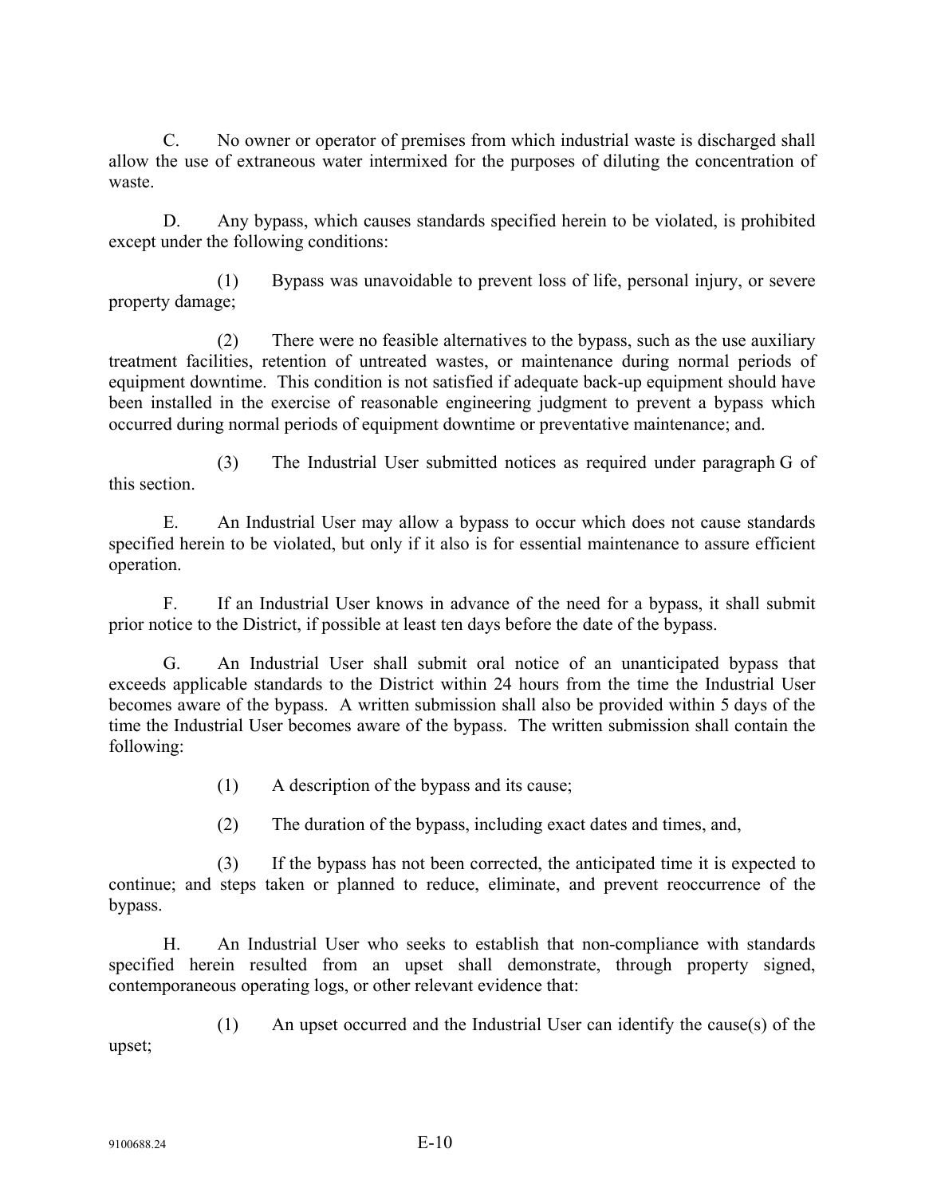C. No owner or operator of premises from which industrial waste is discharged shall allow the use of extraneous water intermixed for the purposes of diluting the concentration of waste.

D. Any bypass, which causes standards specified herein to be violated, is prohibited except under the following conditions:

(1) Bypass was unavoidable to prevent loss of life, personal injury, or severe property damage;

(2) There were no feasible alternatives to the bypass, such as the use auxiliary treatment facilities, retention of untreated wastes, or maintenance during normal periods of equipment downtime. This condition is not satisfied if adequate back-up equipment should have been installed in the exercise of reasonable engineering judgment to prevent a bypass which occurred during normal periods of equipment downtime or preventative maintenance; and.

(3) The Industrial User submitted notices as required under paragraph G of this section.

E. An Industrial User may allow a bypass to occur which does not cause standards specified herein to be violated, but only if it also is for essential maintenance to assure efficient operation.

F. If an Industrial User knows in advance of the need for a bypass, it shall submit prior notice to the District, if possible at least ten days before the date of the bypass.

G. An Industrial User shall submit oral notice of an unanticipated bypass that exceeds applicable standards to the District within 24 hours from the time the Industrial User becomes aware of the bypass. A written submission shall also be provided within 5 days of the time the Industrial User becomes aware of the bypass. The written submission shall contain the following:

(1) A description of the bypass and its cause;

(2) The duration of the bypass, including exact dates and times, and,

(3) If the bypass has not been corrected, the anticipated time it is expected to continue; and steps taken or planned to reduce, eliminate, and prevent reoccurrence of the bypass.

H. An Industrial User who seeks to establish that non-compliance with standards specified herein resulted from an upset shall demonstrate, through property signed, contemporaneous operating logs, or other relevant evidence that:

(1) An upset occurred and the Industrial User can identify the cause(s) of the upset;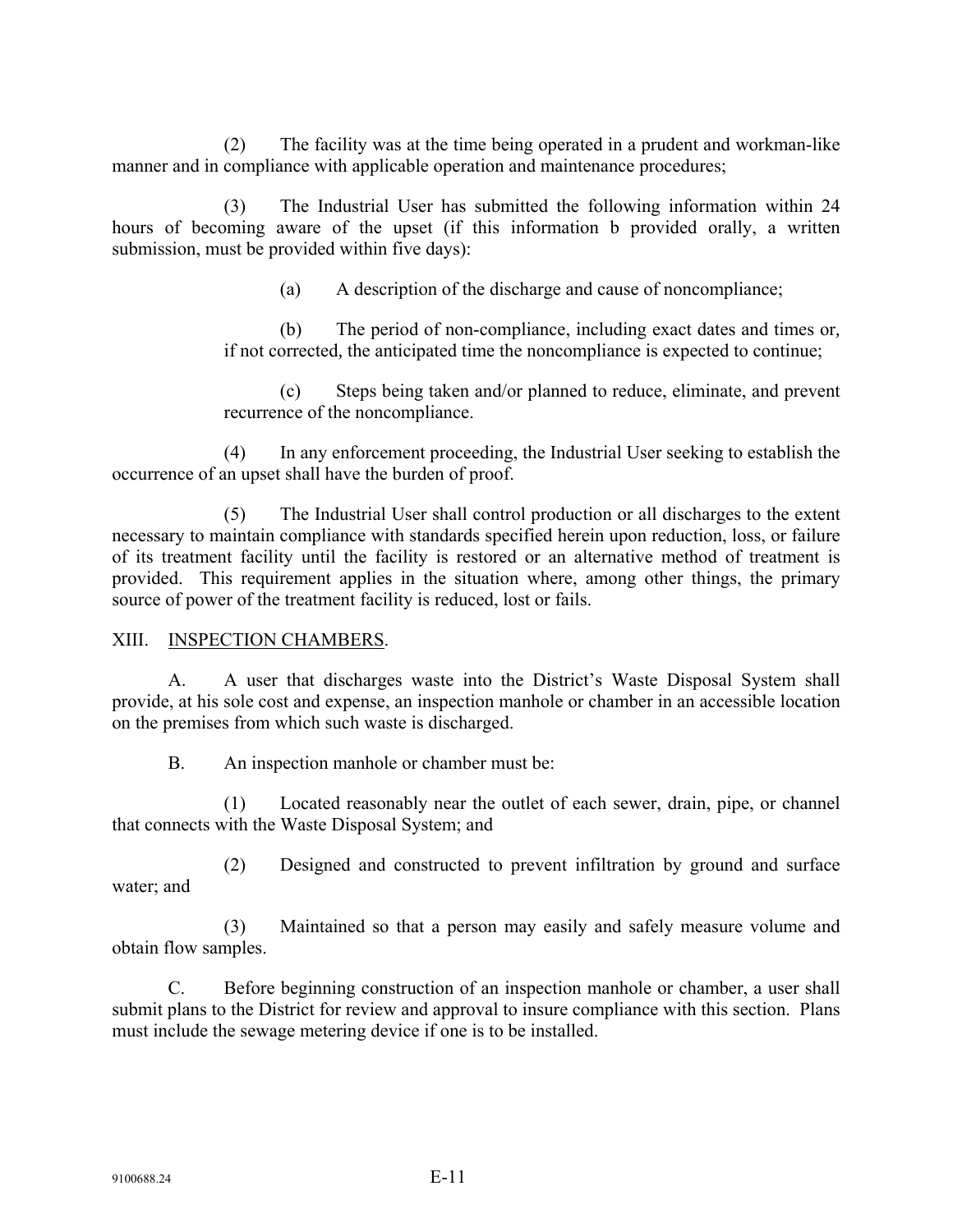(2) The facility was at the time being operated in a prudent and workman-like manner and in compliance with applicable operation and maintenance procedures;

(3) The Industrial User has submitted the following information within 24 hours of becoming aware of the upset (if this information b provided orally, a written submission, must be provided within five days):

(a) A description of the discharge and cause of noncompliance;

(b) The period of non-compliance, including exact dates and times or, if not corrected, the anticipated time the noncompliance is expected to continue;

(c) Steps being taken and/or planned to reduce, eliminate, and prevent recurrence of the noncompliance.

(4) In any enforcement proceeding, the Industrial User seeking to establish the occurrence of an upset shall have the burden of proof.

(5) The Industrial User shall control production or all discharges to the extent necessary to maintain compliance with standards specified herein upon reduction, loss, or failure of its treatment facility until the facility is restored or an alternative method of treatment is provided. This requirement applies in the situation where, among other things, the primary source of power of the treatment facility is reduced, lost or fails.

## XIII. INSPECTION CHAMBERS.

A. A user that discharges waste into the District's Waste Disposal System shall provide, at his sole cost and expense, an inspection manhole or chamber in an accessible location on the premises from which such waste is discharged.

B. An inspection manhole or chamber must be:

(1) Located reasonably near the outlet of each sewer, drain, pipe, or channel that connects with the Waste Disposal System; and

(2) Designed and constructed to prevent infiltration by ground and surface water; and

(3) Maintained so that a person may easily and safely measure volume and obtain flow samples.

C. Before beginning construction of an inspection manhole or chamber, a user shall submit plans to the District for review and approval to insure compliance with this section. Plans must include the sewage metering device if one is to be installed.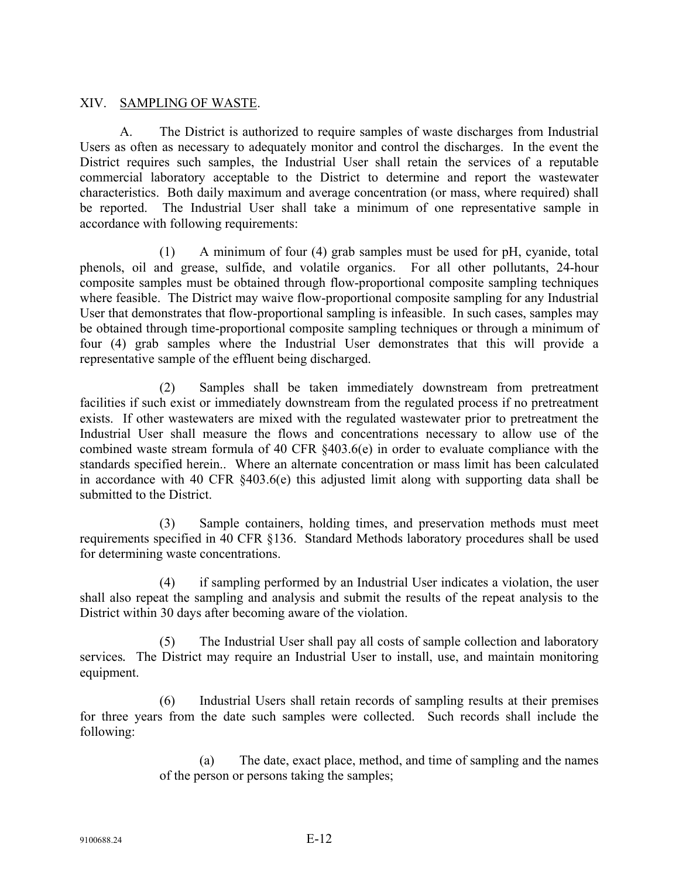## XIV. SAMPLING OF WASTE.

A. The District is authorized to require samples of waste discharges from Industrial Users as often as necessary to adequately monitor and control the discharges. In the event the District requires such samples, the Industrial User shall retain the services of a reputable commercial laboratory acceptable to the District to determine and report the wastewater characteristics. Both daily maximum and average concentration (or mass, where required) shall be reported. The Industrial User shall take a minimum of one representative sample in accordance with following requirements:

(1) A minimum of four (4) grab samples must be used for pH, cyanide, total phenols, oil and grease, sulfide, and volatile organics. For all other pollutants, 24-hour composite samples must be obtained through flow-proportional composite sampling techniques where feasible. The District may waive flow-proportional composite sampling for any Industrial User that demonstrates that flow-proportional sampling is infeasible. In such cases, samples may be obtained through time-proportional composite sampling techniques or through a minimum of four (4) grab samples where the Industrial User demonstrates that this will provide a representative sample of the effluent being discharged.

(2) Samples shall be taken immediately downstream from pretreatment facilities if such exist or immediately downstream from the regulated process if no pretreatment exists. If other wastewaters are mixed with the regulated wastewater prior to pretreatment the Industrial User shall measure the flows and concentrations necessary to allow use of the combined waste stream formula of 40 CFR §403.6(e) in order to evaluate compliance with the standards specified herein.. Where an alternate concentration or mass limit has been calculated in accordance with 40 CFR §403.6(e) this adjusted limit along with supporting data shall be submitted to the District.

(3) Sample containers, holding times, and preservation methods must meet requirements specified in 40 CFR §136. Standard Methods laboratory procedures shall be used for determining waste concentrations.

(4) if sampling performed by an Industrial User indicates a violation, the user shall also repeat the sampling and analysis and submit the results of the repeat analysis to the District within 30 days after becoming aware of the violation.

(5) The Industrial User shall pay all costs of sample collection and laboratory services. The District may require an Industrial User to install, use, and maintain monitoring equipment.

(6) Industrial Users shall retain records of sampling results at their premises for three years from the date such samples were collected. Such records shall include the following:

(a) The date, exact place, method, and time of sampling and the names of the person or persons taking the samples;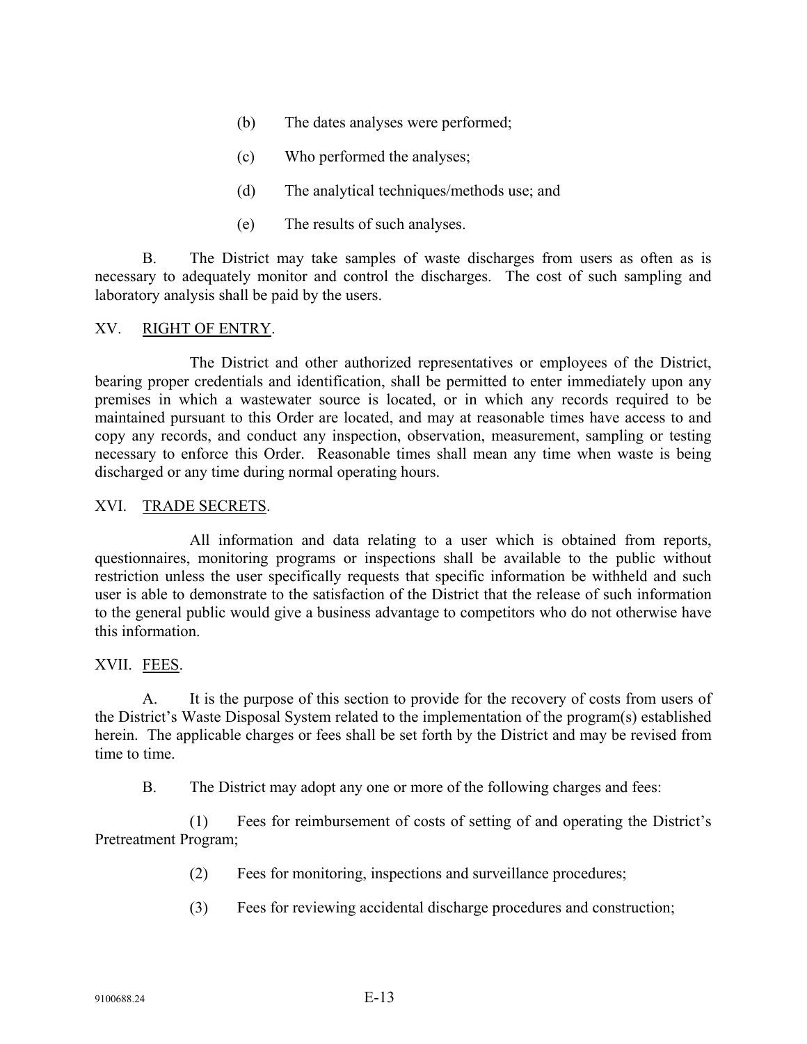(b) The dates analyses were performed;

(c) Who performed the analyses;

(d) The analytical techniques/methods use; and

(e) The results of such analyses.

B. The District may take samples of waste discharges from users as often as is necessary to adequately monitor and control the discharges. The cost of such sampling and laboratory analysis shall be paid by the users.

## XV. RIGHT OF ENTRY.

The District and other authorized representatives or employees of the District, bearing proper credentials and identification, shall be permitted to enter immediately upon any premises in which a wastewater source is located, or in which any records required to be maintained pursuant to this Order are located, and may at reasonable times have access to and copy any records, and conduct any inspection, observation, measurement, sampling or testing necessary to enforce this Order. Reasonable times shall mean any time when waste is being discharged or any time during normal operating hours.

## XVI. TRADE SECRETS.

All information and data relating to a user which is obtained from reports, questionnaires, monitoring programs or inspections shall be available to the public without restriction unless the user specifically requests that specific information be withheld and such user is able to demonstrate to the satisfaction of the District that the release of such information to the general public would give a business advantage to competitors who do not otherwise have this information.

## XVII. FEES.

A. It is the purpose of this section to provide for the recovery of costs from users of the District's Waste Disposal System related to the implementation of the program(s) established herein. The applicable charges or fees shall be set forth by the District and may be revised from time to time.

B. The District may adopt any one or more of the following charges and fees:

(1) Fees for reimbursement of costs of setting of and operating the District's Pretreatment Program;

(2) Fees for monitoring, inspections and surveillance procedures;

(3) Fees for reviewing accidental discharge procedures and construction;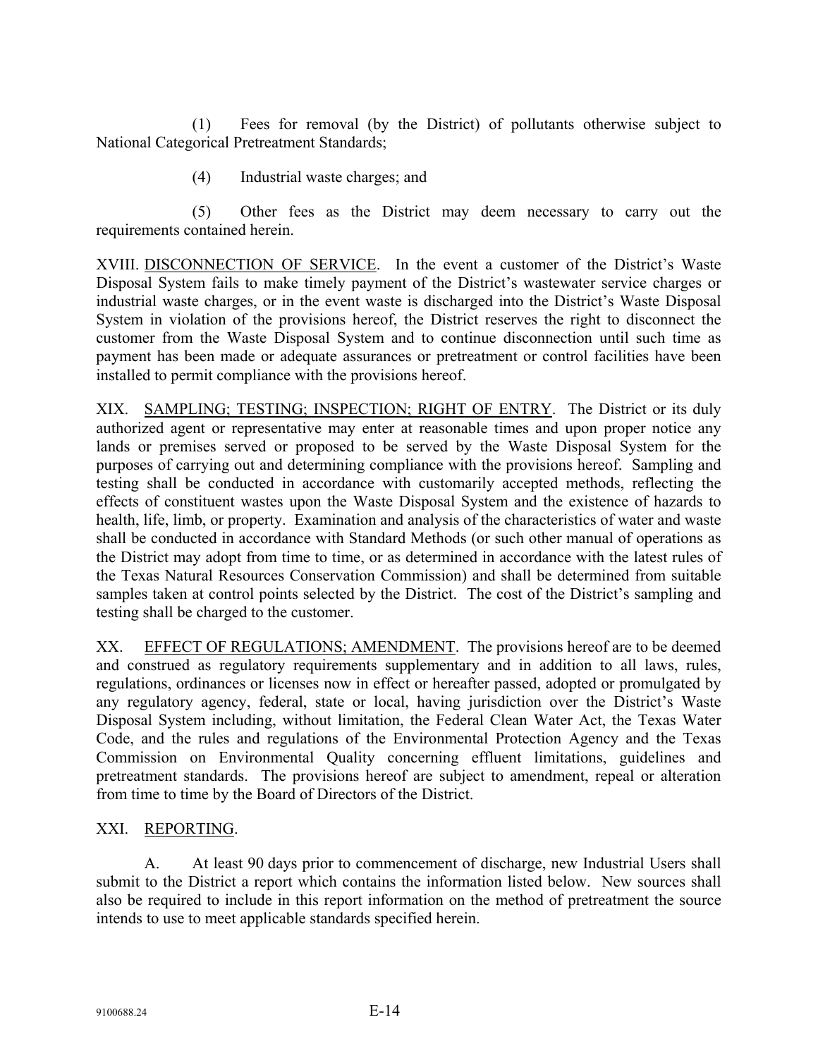(1) Fees for removal (by the District) of pollutants otherwise subject to National Categorical Pretreatment Standards;

(4) Industrial waste charges; and

(5) Other fees as the District may deem necessary to carry out the requirements contained herein.

XVIII. DISCONNECTION OF SERVICE. In the event a customer of the District's Waste Disposal System fails to make timely payment of the District's wastewater service charges or industrial waste charges, or in the event waste is discharged into the District's Waste Disposal System in violation of the provisions hereof, the District reserves the right to disconnect the customer from the Waste Disposal System and to continue disconnection until such time as payment has been made or adequate assurances or pretreatment or control facilities have been installed to permit compliance with the provisions hereof.

XIX. SAMPLING; TESTING; INSPECTION; RIGHT OF ENTRY. The District or its duly authorized agent or representative may enter at reasonable times and upon proper notice any lands or premises served or proposed to be served by the Waste Disposal System for the purposes of carrying out and determining compliance with the provisions hereof. Sampling and testing shall be conducted in accordance with customarily accepted methods, reflecting the effects of constituent wastes upon the Waste Disposal System and the existence of hazards to health, life, limb, or property. Examination and analysis of the characteristics of water and waste shall be conducted in accordance with Standard Methods (or such other manual of operations as the District may adopt from time to time, or as determined in accordance with the latest rules of the Texas Natural Resources Conservation Commission) and shall be determined from suitable samples taken at control points selected by the District. The cost of the District's sampling and testing shall be charged to the customer.

XX. EFFECT OF REGULATIONS; AMENDMENT. The provisions hereof are to be deemed and construed as regulatory requirements supplementary and in addition to all laws, rules, regulations, ordinances or licenses now in effect or hereafter passed, adopted or promulgated by any regulatory agency, federal, state or local, having jurisdiction over the District's Waste Disposal System including, without limitation, the Federal Clean Water Act, the Texas Water Code, and the rules and regulations of the Environmental Protection Agency and the Texas Commission on Environmental Quality concerning effluent limitations, guidelines and pretreatment standards. The provisions hereof are subject to amendment, repeal or alteration from time to time by the Board of Directors of the District.

XXI. REPORTING.

A. At least 90 days prior to commencement of discharge, new Industrial Users shall submit to the District a report which contains the information listed below. New sources shall also be required to include in this report information on the method of pretreatment the source intends to use to meet applicable standards specified herein.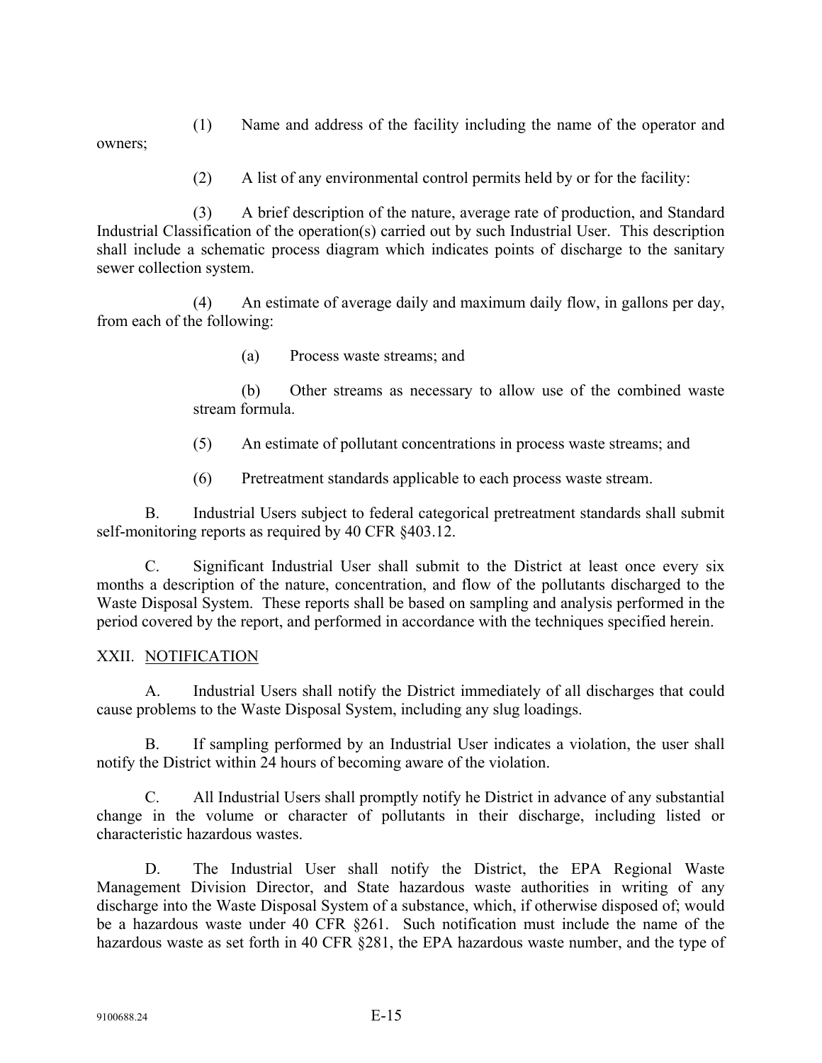(1) Name and address of the facility including the name of the operator and owners;

(2) A list of any environmental control permits held by or for the facility:

(3) A brief description of the nature, average rate of production, and Standard Industrial Classification of the operation(s) carried out by such Industrial User. This description shall include a schematic process diagram which indicates points of discharge to the sanitary sewer collection system.

(4) An estimate of average daily and maximum daily flow, in gallons per day, from each of the following:

(a) Process waste streams; and

(b) Other streams as necessary to allow use of the combined waste stream formula.

(5) An estimate of pollutant concentrations in process waste streams; and

(6) Pretreatment standards applicable to each process waste stream.

B. Industrial Users subject to federal categorical pretreatment standards shall submit self-monitoring reports as required by 40 CFR §403.12.

C. Significant Industrial User shall submit to the District at least once every six months a description of the nature, concentration, and flow of the pollutants discharged to the Waste Disposal System. These reports shall be based on sampling and analysis performed in the period covered by the report, and performed in accordance with the techniques specified herein.

## XXII. NOTIFICATION

A. Industrial Users shall notify the District immediately of all discharges that could cause problems to the Waste Disposal System, including any slug loadings.

B. If sampling performed by an Industrial User indicates a violation, the user shall notify the District within 24 hours of becoming aware of the violation.

C. All Industrial Users shall promptly notify he District in advance of any substantial change in the volume or character of pollutants in their discharge, including listed or characteristic hazardous wastes.

D. The Industrial User shall notify the District, the EPA Regional Waste Management Division Director, and State hazardous waste authorities in writing of any discharge into the Waste Disposal System of a substance, which, if otherwise disposed of; would be a hazardous waste under 40 CFR §261. Such notification must include the name of the hazardous waste as set forth in 40 CFR §281, the EPA hazardous waste number, and the type of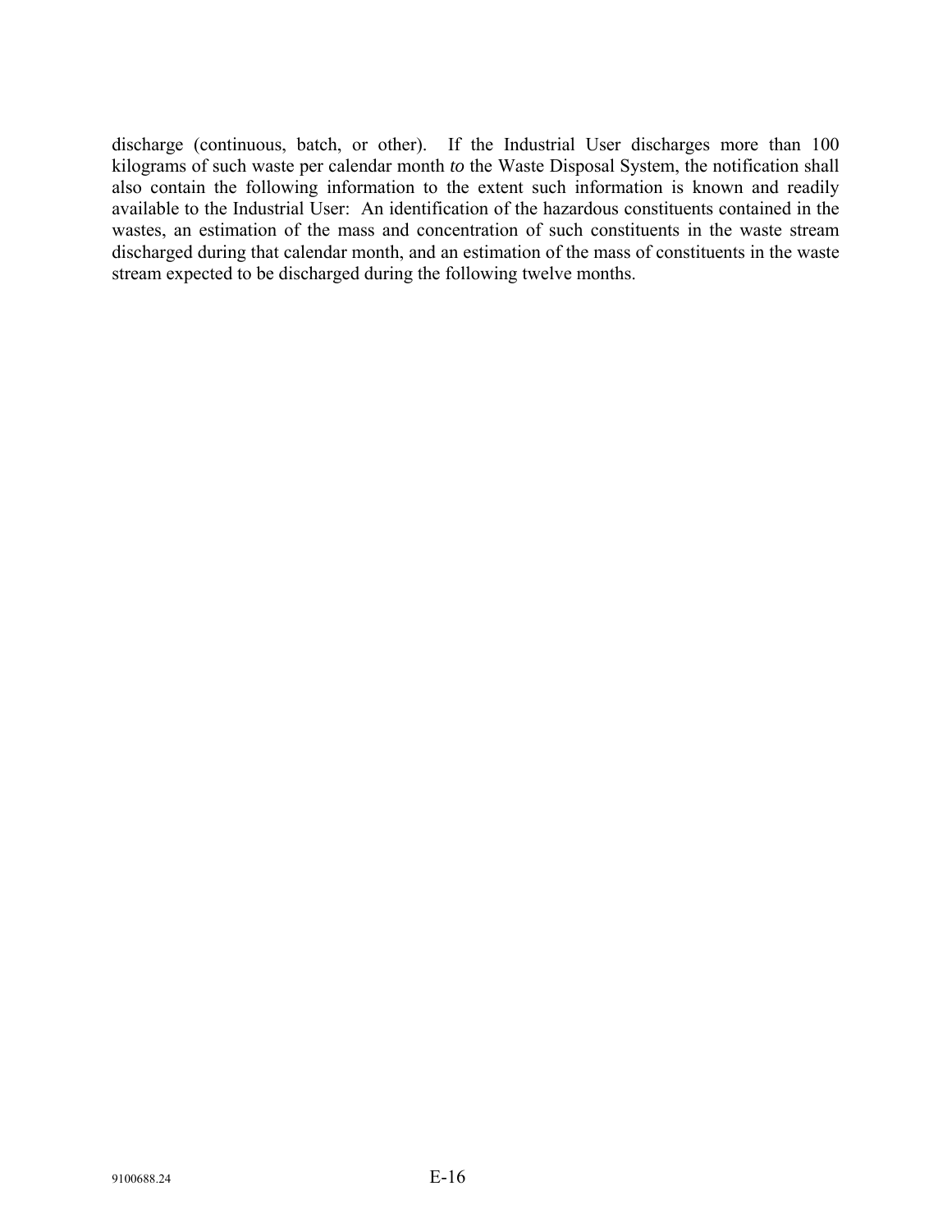discharge (continuous, batch, or other). If the Industrial User discharges more than 100 kilograms of such waste per calendar month *to* the Waste Disposal System, the notification shall also contain the following information to the extent such information is known and readily available to the Industrial User: An identification of the hazardous constituents contained in the wastes, an estimation of the mass and concentration of such constituents in the waste stream discharged during that calendar month, and an estimation of the mass of constituents in the waste stream expected to be discharged during the following twelve months.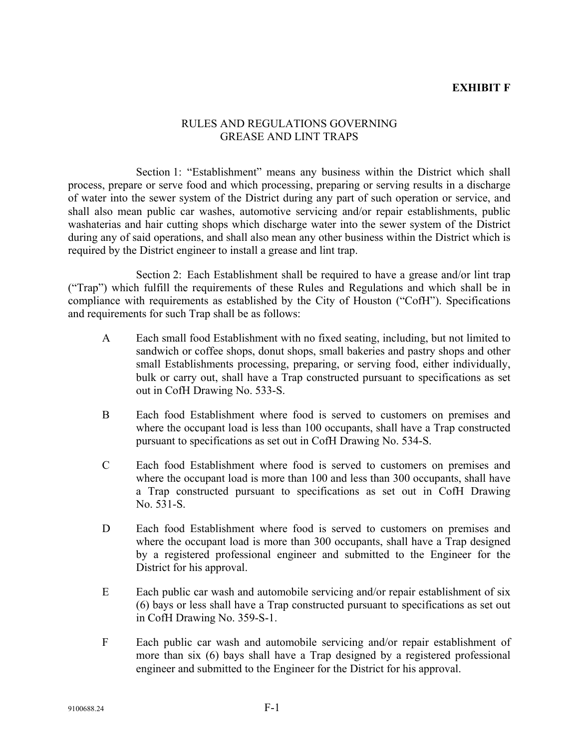**EXHIBIT F**

## RULES AND REGULATIONS GOVERNING GREASE AND LINT TRAPS

Section 1: "Establishment" means any business within the District which shall process, prepare or serve food and which processing, preparing or serving results in a discharge of water into the sewer system of the District during any part of such operation or service, and shall also mean public car washes, automotive servicing and/or repair establishments, public washaterias and hair cutting shops which discharge water into the sewer system of the District during any of said operations, and shall also mean any other business within the District which is required by the District engineer to install a grease and lint trap.

Section 2: Each Establishment shall be required to have a grease and/or lint trap ("Trap") which fulfill the requirements of these Rules and Regulations and which shall be in compliance with requirements as established by the City of Houston ("CofH"). Specifications and requirements for such Trap shall be as follows:

A Each small food Establishment with no fixed seating, including, but not limited to sandwich or coffee shops, donut shops, small bakeries and pastry shops and other small Establishments processing, preparing, or serving food, either individually, bulk or carry out, shall have a Trap constructed pursuant to specifications as set out in CofH Drawing No. 533-S.

B Each food Establishment where food is served to customers on premises and where the occupant load is less than 100 occupants, shall have a Trap constructed pursuant to specifications as set out in CofH Drawing No. 534-S.

C Each food Establishment where food is served to customers on premises and where the occupant load is more than 100 and less than 300 occupants, shall have a Trap constructed pursuant to specifications as set out in CofH Drawing No. 531-S.

D Each food Establishment where food is served to customers on premises and where the occupant load is more than 300 occupants, shall have a Trap designed by a registered professional engineer and submitted to the Engineer for the District for his approval.

E Each public car wash and automobile servicing and/or repair establishment of six (6) bays or less shall have a Trap constructed pursuant to specifications as set out in CofH Drawing No. 359-S-1.

F Each public car wash and automobile servicing and/or repair establishment of more than six (6) bays shall have a Trap designed by a registered professional engineer and submitted to the Engineer for the District for his approval.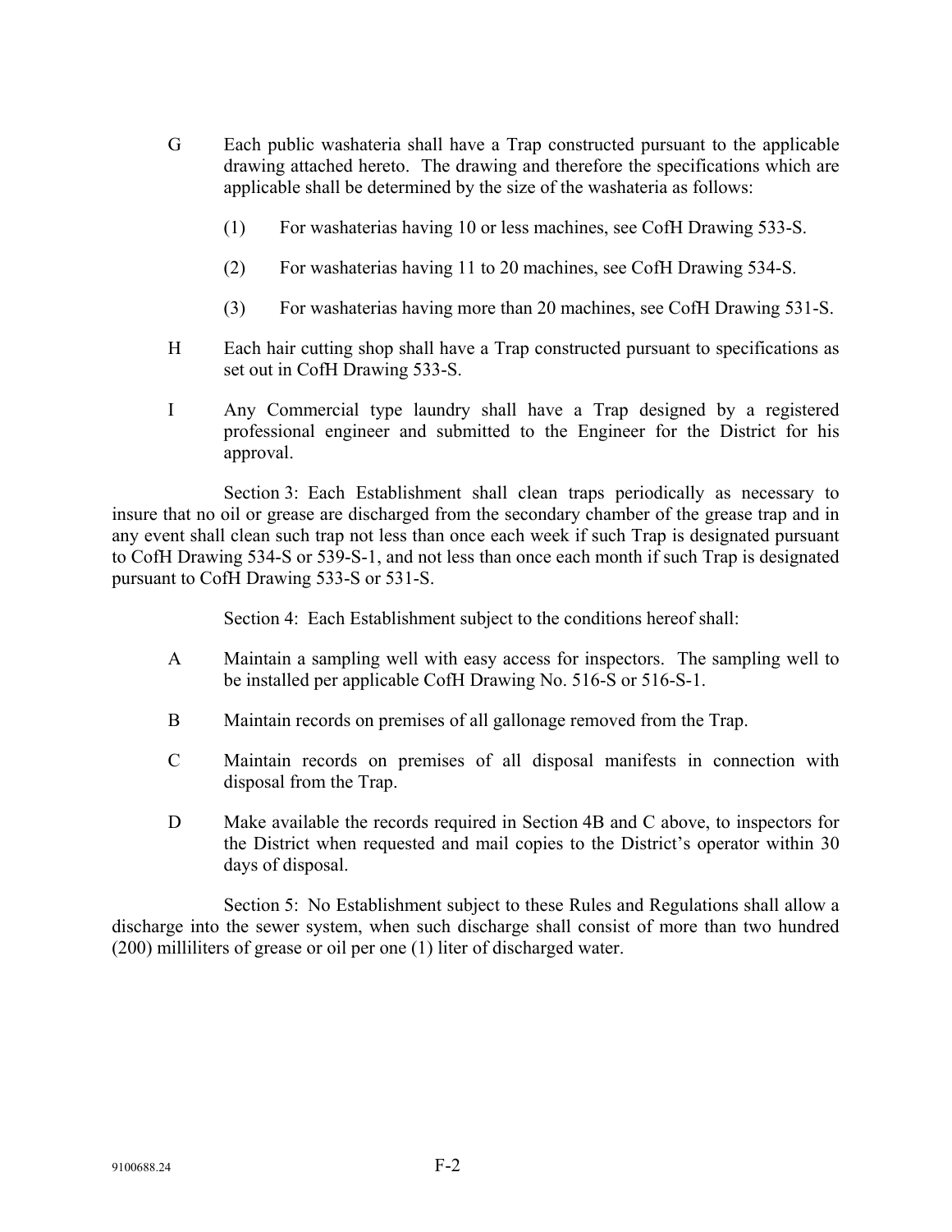G Each public washateria shall have a Trap constructed pursuant to the applicable drawing attached hereto. The drawing and therefore the specifications which are applicable shall be determined by the size of the washateria as follows:

(1) For washaterias having 10 or less machines, see CofH Drawing 533-S.

(2) For washaterias having 11 to 20 machines, see CofH Drawing 534-S.

(3) For washaterias having more than 20 machines, see CofH Drawing 531-S.

H Each hair cutting shop shall have a Trap constructed pursuant to specifications as set out in CofH Drawing 533-S.

I Any Commercial type laundry shall have a Trap designed by a registered professional engineer and submitted to the Engineer for the District for his approval.

Section 3: Each Establishment shall clean traps periodically as necessary to insure that no oil or grease are discharged from the secondary chamber of the grease trap and in any event shall clean such trap not less than once each week if such Trap is designated pursuant to CofH Drawing 534-S or 539-S-1, and not less than once each month if such Trap is designated pursuant to CofH Drawing 533-S or 531-S.

Section 4: Each Establishment subject to the conditions hereof shall:

A Maintain a sampling well with easy access for inspectors. The sampling well to be installed per applicable CofH Drawing No. 516-S or 516-S-1.

B Maintain records on premises of all gallonage removed from the Trap.

C Maintain records on premises of all disposal manifests in connection with disposal from the Trap.

D Make available the records required in Section 4B and C above, to inspectors for the District when requested and mail copies to the District's operator within 30 days of disposal.

Section 5: No Establishment subject to these Rules and Regulations shall allow a discharge into the sewer system, when such discharge shall consist of more than two hundred (200) milliliters of grease or oil per one (1) liter of discharged water.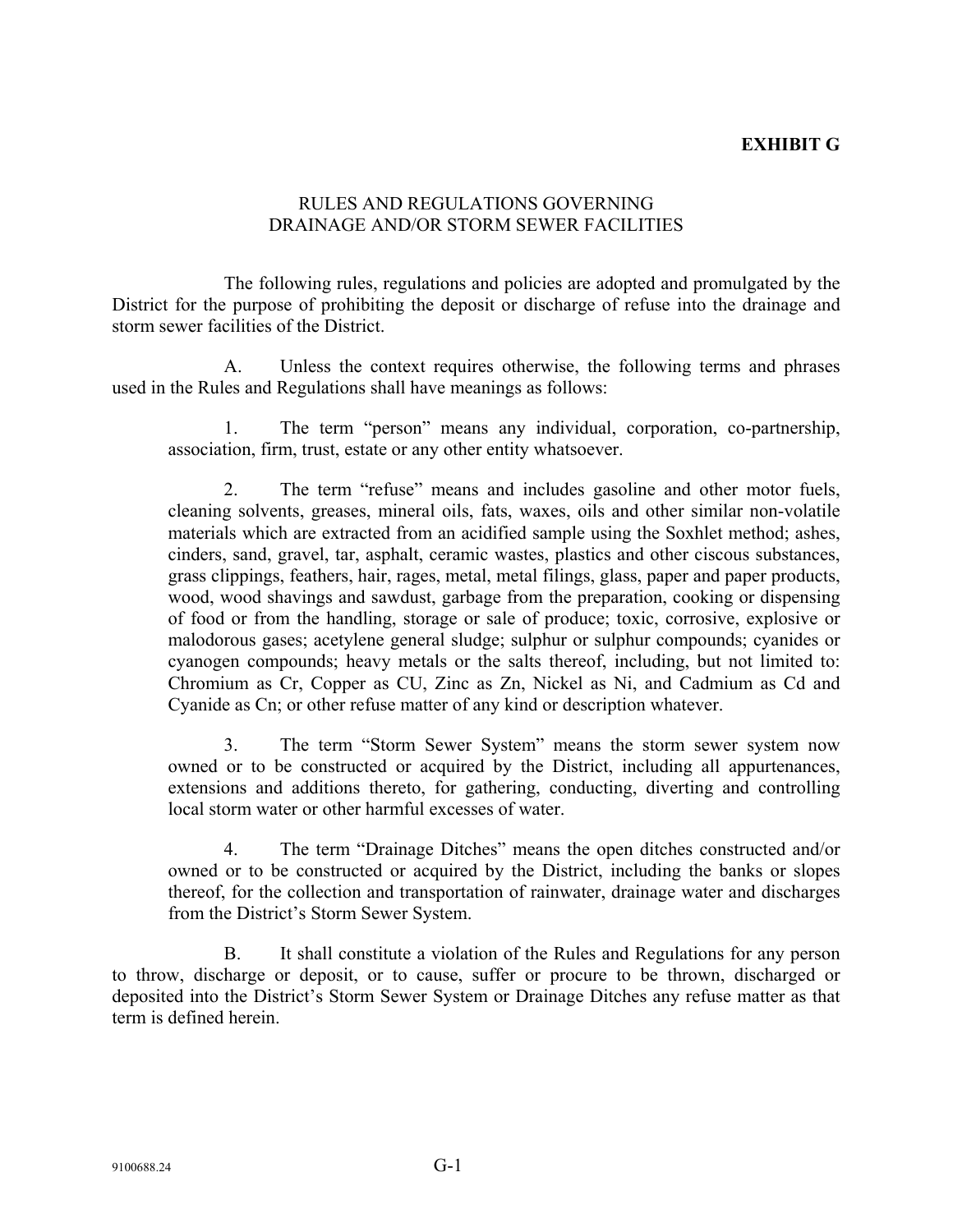**EXHIBIT G**

RULES AND REGULATIONS GOVERNING
DRAINAGE AND/OR STORM SEWER FACILITIES

The following rules, regulations and policies are adopted and promulgated by the District for the purpose of prohibiting the deposit or discharge of refuse into the drainage and storm sewer facilities of the District.

A. Unless the context requires otherwise, the following terms and phrases used in the Rules and Regulations shall have meanings as follows:

1. The term "person" means any individual, corporation, co-partnership, association, firm, trust, estate or any other entity whatsoever.

2. The term "refuse" means and includes gasoline and other motor fuels, cleaning solvents, greases, mineral oils, fats, waxes, oils and other similar non-volatile materials which are extracted from an acidified sample using the Soxhlet method; ashes, cinders, sand, gravel, tar, asphalt, ceramic wastes, plastics and other ciscous substances, grass clippings, feathers, hair, rages, metal, metal filings, glass, paper and paper products, wood, wood shavings and sawdust, garbage from the preparation, cooking or dispensing of food or from the handling, storage or sale of produce; toxic, corrosive, explosive or malodorous gases; acetylene general sludge; sulphur or sulphur compounds; cyanides or cyanogen compounds; heavy metals or the salts thereof, including, but not limited to: Chromium as Cr, Copper as CU, Zinc as Zn, Nickel as Ni, and Cadmium as Cd and Cyanide as Cn; or other refuse matter of any kind or description whatever.

3. The term "Storm Sewer System" means the storm sewer system now owned or to be constructed or acquired by the District, including all appurtenances, extensions and additions thereto, for gathering, conducting, diverting and controlling local storm water or other harmful excesses of water.

4. The term "Drainage Ditches" means the open ditches constructed and/or owned or to be constructed or acquired by the District, including the banks or slopes thereof, for the collection and transportation of rainwater, drainage water and discharges from the District's Storm Sewer System.

B. It shall constitute a violation of the Rules and Regulations for any person to throw, discharge or deposit, or to cause, suffer or procure to be thrown, discharged or deposited into the District's Storm Sewer System or Drainage Ditches any refuse matter as that term is defined herein.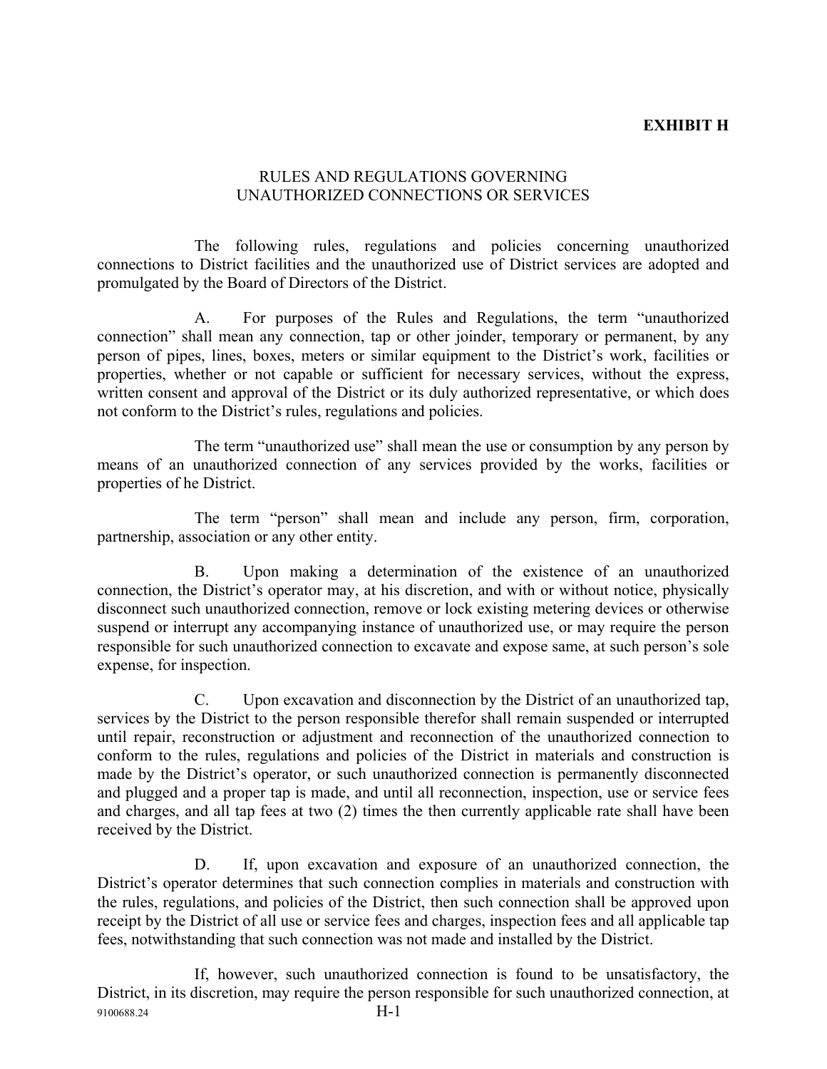**EXHIBIT H**

RULES AND REGULATIONS GOVERNING
UNAUTHORIZED CONNECTIONS OR SERVICES

The following rules, regulations and policies concerning unauthorized connections to District facilities and the unauthorized use of District services are adopted and promulgated by the Board of Directors of the District.

A. For purposes of the Rules and Regulations, the term "unauthorized connection" shall mean any connection, tap or other joinder, temporary or permanent, by any person of pipes, lines, boxes, meters or similar equipment to the District's work, facilities or properties, whether or not capable or sufficient for necessary services, without the express, written consent and approval of the District or its duly authorized representative, or which does not conform to the District's rules, regulations and policies.

The term "unauthorized use" shall mean the use or consumption by any person by means of an unauthorized connection of any services provided by the works, facilities or properties of he District.

The term "person" shall mean and include any person, firm, corporation, partnership, association or any other entity.

B. Upon making a determination of the existence of an unauthorized connection, the District's operator may, at his discretion, and with or without notice, physically disconnect such unauthorized connection, remove or lock existing metering devices or otherwise suspend or interrupt any accompanying instance of unauthorized use, or may require the person responsible for such unauthorized connection to excavate and expose same, at such person's sole expense, for inspection.

C. Upon excavation and disconnection by the District of an unauthorized tap, services by the District to the person responsible therefor shall remain suspended or interrupted until repair, reconstruction or adjustment and reconnection of the unauthorized connection to conform to the rules, regulations and policies of the District in materials and construction is made by the District's operator, or such unauthorized connection is permanently disconnected and plugged and a proper tap is made, and until all reconnection, inspection, use or service fees and charges, and all tap fees at two (2) times the then currently applicable rate shall have been received by the District.

D. If, upon excavation and exposure of an unauthorized connection, the District's operator determines that such connection complies in materials and construction with the rules, regulations, and policies of the District, then such connection shall be approved upon receipt by the District of all use or service fees and charges, inspection fees and all applicable tap fees, notwithstanding that such connection was not made and installed by the District.

If, however, such unauthorized connection is found to be unsatisfactory, the District, in its discretion, may require the person responsible for such unauthorized connection, at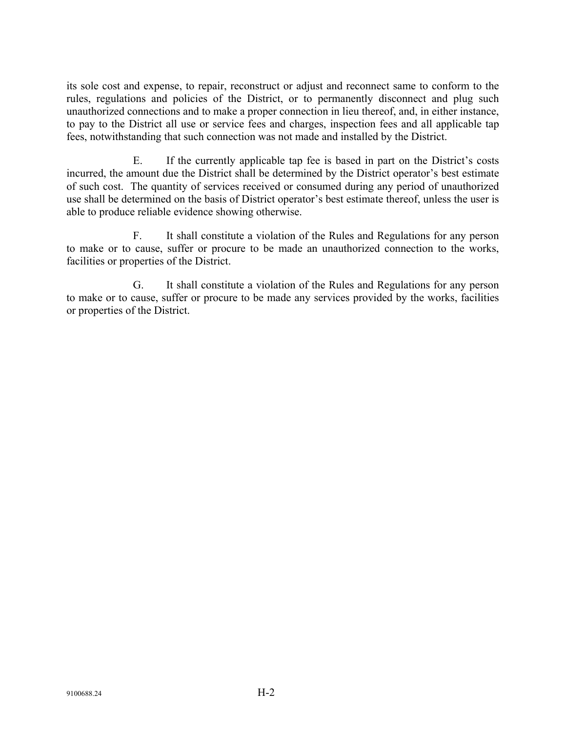its sole cost and expense, to repair, reconstruct or adjust and reconnect same to conform to the rules, regulations and policies of the District, or to permanently disconnect and plug such unauthorized connections and to make a proper connection in lieu thereof, and, in either instance, to pay to the District all use or service fees and charges, inspection fees and all applicable tap fees, notwithstanding that such connection was not made and installed by the District.

E. If the currently applicable tap fee is based in part on the District's costs incurred, the amount due the District shall be determined by the District operator's best estimate of such cost. The quantity of services received or consumed during any period of unauthorized use shall be determined on the basis of District operator's best estimate thereof, unless the user is able to produce reliable evidence showing otherwise.

F. It shall constitute a violation of the Rules and Regulations for any person to make or to cause, suffer or procure to be made an unauthorized connection to the works, facilities or properties of the District.

G. It shall constitute a violation of the Rules and Regulations for any person to make or to cause, suffer or procure to be made any services provided by the works, facilities or properties of the District.